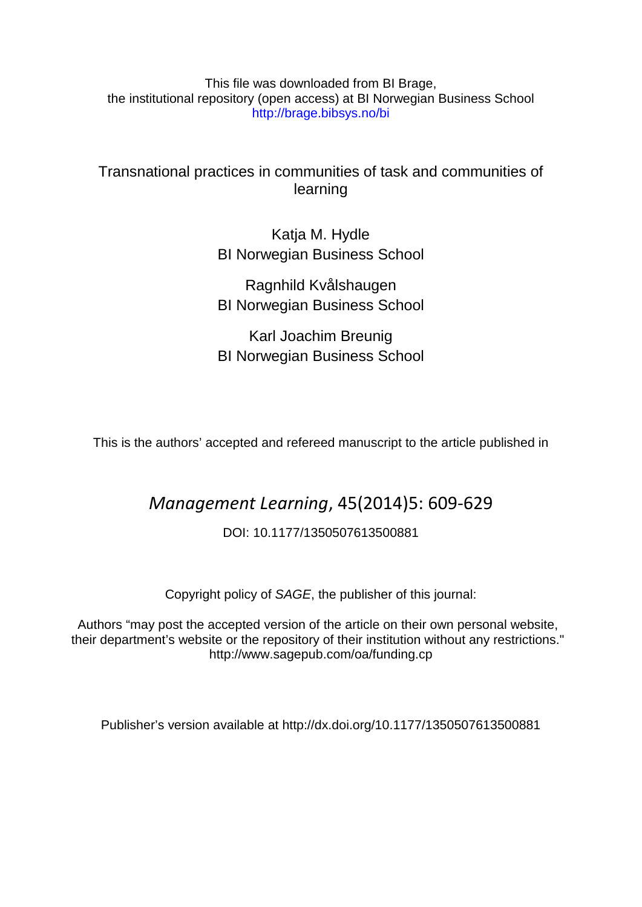This file was downloaded from BI Brage,
the institutional repository (open access) at BI Norwegian Business School
http://brage.bibsys.no/bi

# Transnational practices in communities of task and communities of learning

Katja M. Hydle
BI Norwegian Business School

Ragnhild Kvålshaugen
BI Norwegian Business School

Karl Joachim Breunig
BI Norwegian Business School

This is the authors' accepted and refereed manuscript to the article published in

*Management Learning*, 45(2014)5: 609-629

DOI: 10.1177/1350507613500881

Copyright policy of *SAGE*, the publisher of this journal:

Authors "may post the accepted version of the article on their own personal website, their department's website or the repository of their institution without any restrictions." http://www.sagepub.com/oa/funding.cp

Publisher's version available at http://dx.doi.org/10.1177/1350507613500881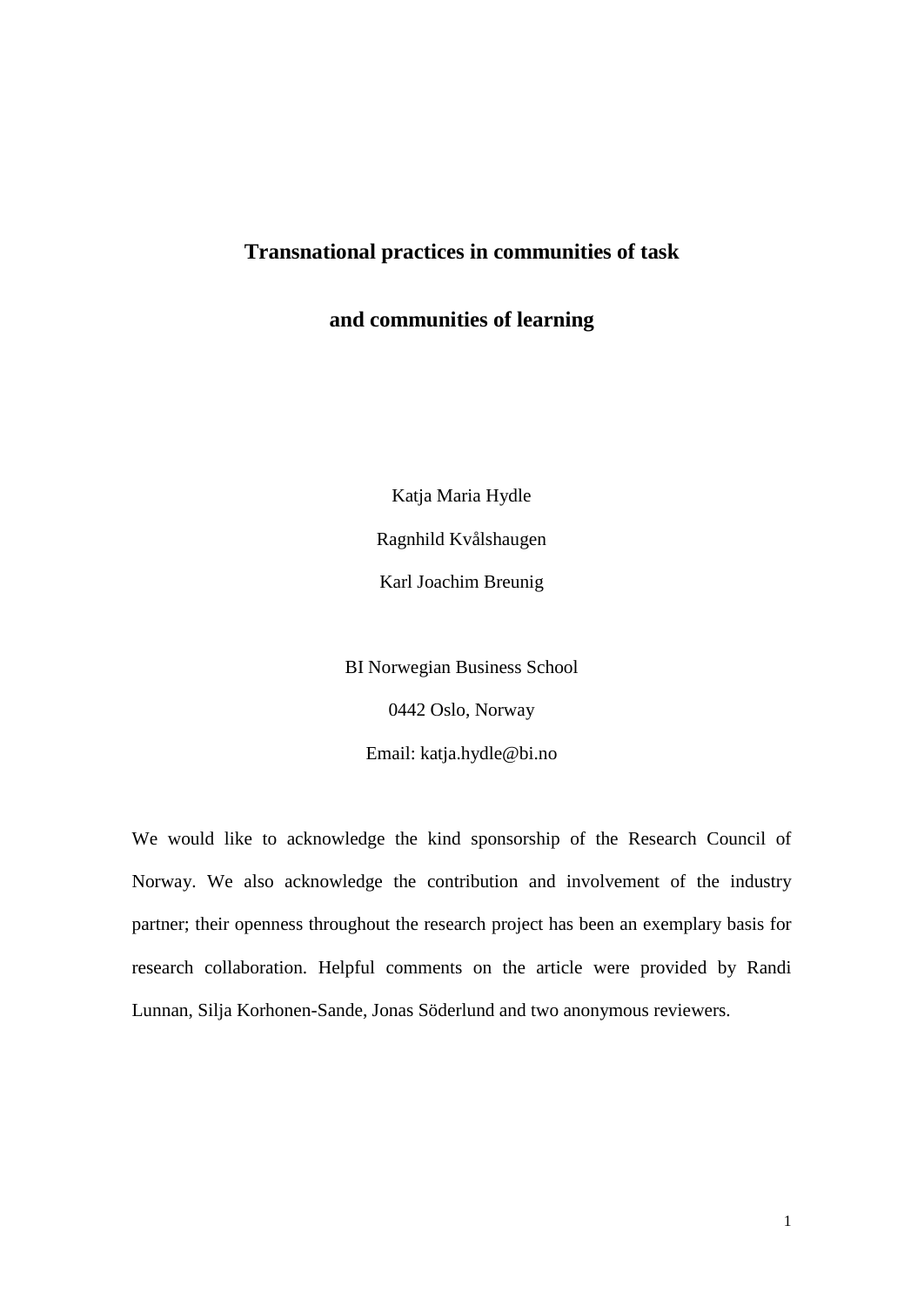# Transnational practices in communities of task and communities of learning

Katja Maria Hydle

Ragnhild Kvålshaugen

Karl Joachim Breunig

BI Norwegian Business School

0442 Oslo, Norway

Email: katja.hydle@bi.no

We would like to acknowledge the kind sponsorship of the Research Council of Norway. We also acknowledge the contribution and involvement of the industry partner; their openness throughout the research project has been an exemplary basis for research collaboration. Helpful comments on the article were provided by Randi Lunnan, Silja Korhonen-Sande, Jonas Söderlund and two anonymous reviewers.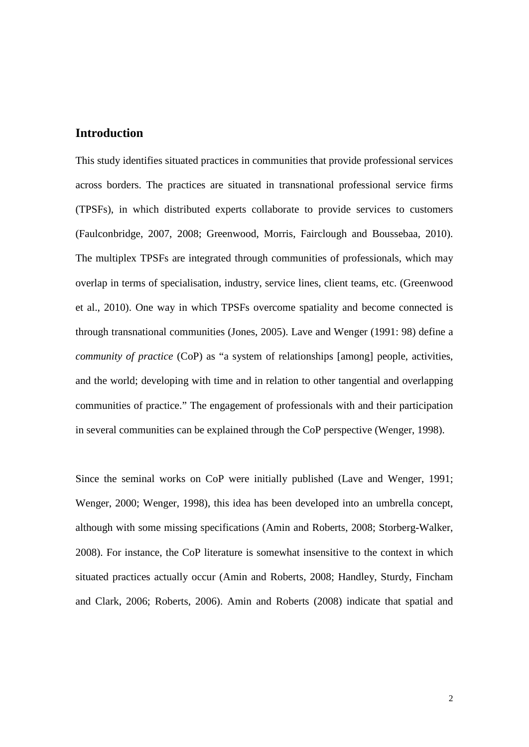## Introduction

This study identifies situated practices in communities that provide professional services across borders. The practices are situated in transnational professional service firms (TPSFs), in which distributed experts collaborate to provide services to customers (Faulconbridge, 2007, 2008; Greenwood, Morris, Fairclough and Boussebaa, 2010). The multiplex TPSFs are integrated through communities of professionals, which may overlap in terms of specialisation, industry, service lines, client teams, etc. (Greenwood et al., 2010). One way in which TPSFs overcome spatiality and become connected is through transnational communities (Jones, 2005). Lave and Wenger (1991: 98) define a *community of practice* (CoP) as "a system of relationships [among] people, activities, and the world; developing with time and in relation to other tangential and overlapping communities of practice." The engagement of professionals with and their participation in several communities can be explained through the CoP perspective (Wenger, 1998).

Since the seminal works on CoP were initially published (Lave and Wenger, 1991; Wenger, 2000; Wenger, 1998), this idea has been developed into an umbrella concept, although with some missing specifications (Amin and Roberts, 2008; Storberg-Walker, 2008). For instance, the CoP literature is somewhat insensitive to the context in which situated practices actually occur (Amin and Roberts, 2008; Handley, Sturdy, Fincham and Clark, 2006; Roberts, 2006). Amin and Roberts (2008) indicate that spatial and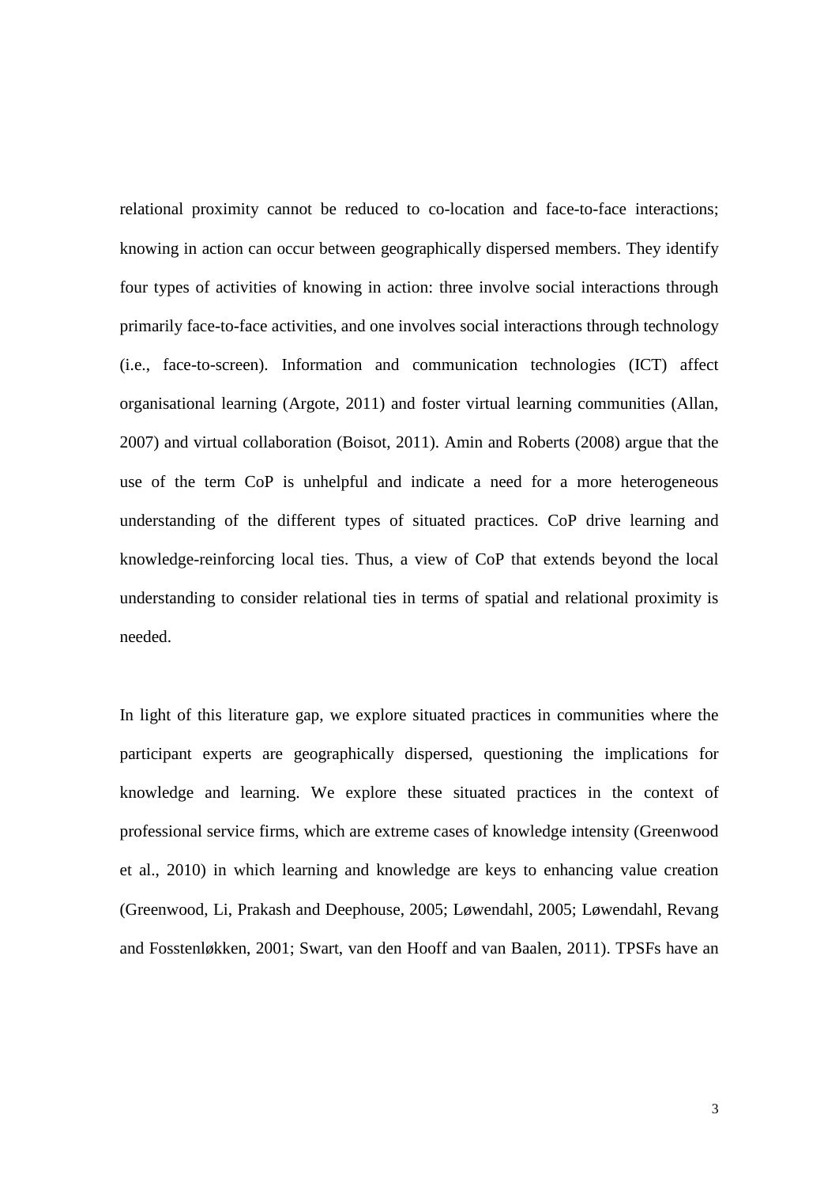relational proximity cannot be reduced to co-location and face-to-face interactions; knowing in action can occur between geographically dispersed members. They identify four types of activities of knowing in action: three involve social interactions through primarily face-to-face activities, and one involves social interactions through technology (i.e., face-to-screen). Information and communication technologies (ICT) affect organisational learning (Argote, 2011) and foster virtual learning communities (Allan, 2007) and virtual collaboration (Boisot, 2011). Amin and Roberts (2008) argue that the use of the term CoP is unhelpful and indicate a need for a more heterogeneous understanding of the different types of situated practices. CoP drive learning and knowledge-reinforcing local ties. Thus, a view of CoP that extends beyond the local understanding to consider relational ties in terms of spatial and relational proximity is needed.

In light of this literature gap, we explore situated practices in communities where the participant experts are geographically dispersed, questioning the implications for knowledge and learning. We explore these situated practices in the context of professional service firms, which are extreme cases of knowledge intensity (Greenwood et al., 2010) in which learning and knowledge are keys to enhancing value creation (Greenwood, Li, Prakash and Deephouse, 2005; Løwendahl, 2005; Løwendahl, Revang and Fosstenløkken, 2001; Swart, van den Hooff and van Baalen, 2011). TPSFs have an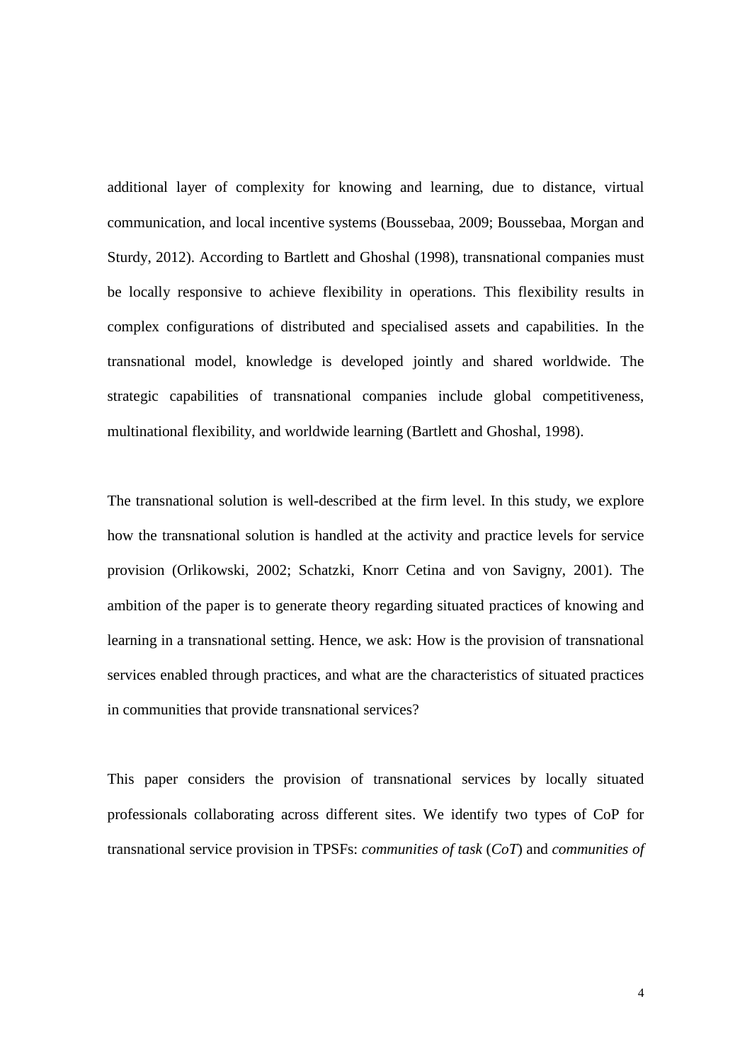additional layer of complexity for knowing and learning, due to distance, virtual communication, and local incentive systems (Boussebaa, 2009; Boussebaa, Morgan and Sturdy, 2012). According to Bartlett and Ghoshal (1998), transnational companies must be locally responsive to achieve flexibility in operations. This flexibility results in complex configurations of distributed and specialised assets and capabilities. In the transnational model, knowledge is developed jointly and shared worldwide. The strategic capabilities of transnational companies include global competitiveness, multinational flexibility, and worldwide learning (Bartlett and Ghoshal, 1998).

The transnational solution is well-described at the firm level. In this study, we explore how the transnational solution is handled at the activity and practice levels for service provision (Orlikowski, 2002; Schatzki, Knorr Cetina and von Savigny, 2001). The ambition of the paper is to generate theory regarding situated practices of knowing and learning in a transnational setting. Hence, we ask: How is the provision of transnational services enabled through practices, and what are the characteristics of situated practices in communities that provide transnational services?

This paper considers the provision of transnational services by locally situated professionals collaborating across different sites. We identify two types of CoP for transnational service provision in TPSFs: *communities of task* (*CoT*) and *communities of*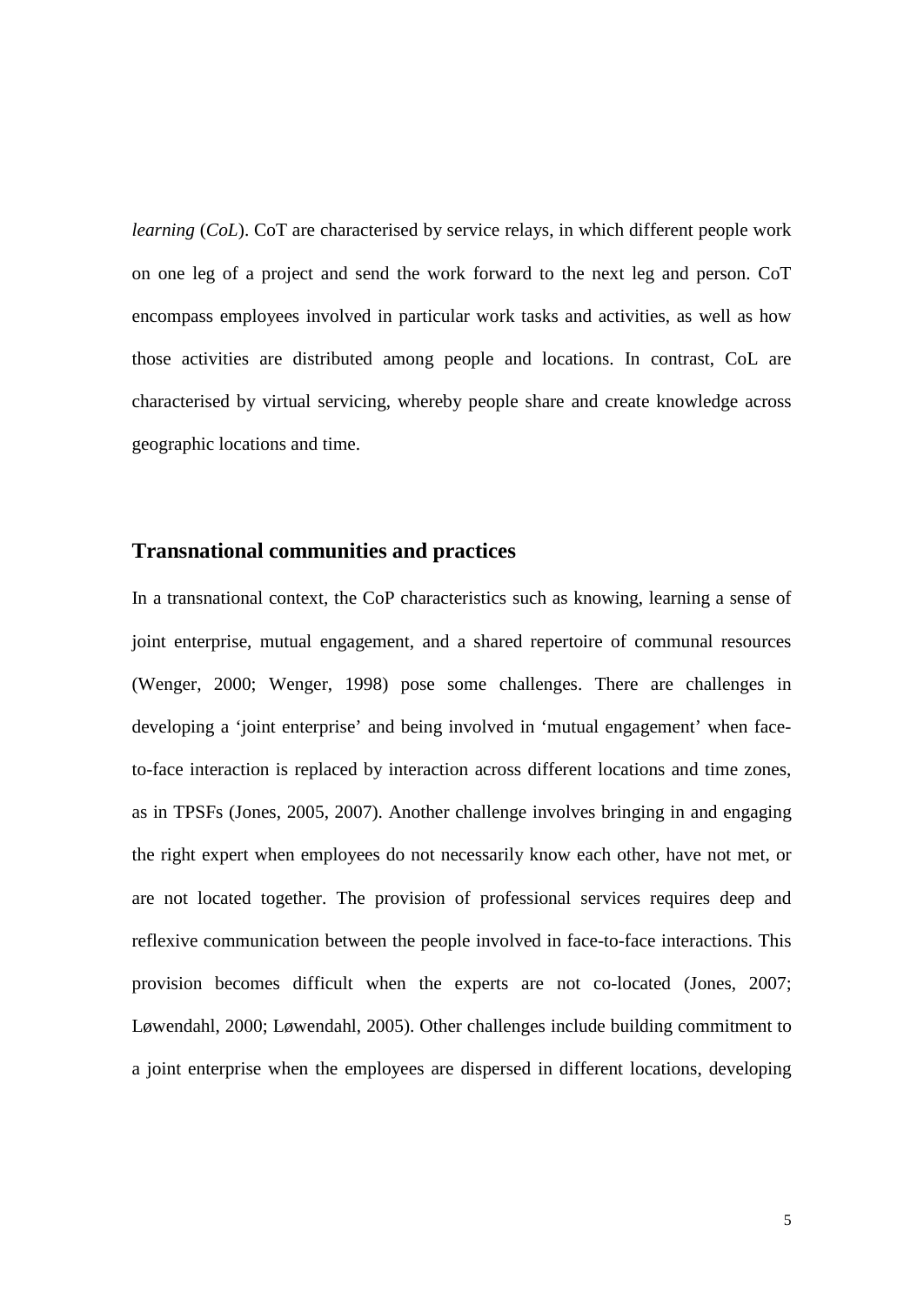*learning* (*CoL*). CoT are characterised by service relays, in which different people work on one leg of a project and send the work forward to the next leg and person. CoT encompass employees involved in particular work tasks and activities, as well as how those activities are distributed among people and locations. In contrast, CoL are characterised by virtual servicing, whereby people share and create knowledge across geographic locations and time.

## Transnational communities and practices

In a transnational context, the CoP characteristics such as knowing, learning a sense of joint enterprise, mutual engagement, and a shared repertoire of communal resources (Wenger, 2000; Wenger, 1998) pose some challenges. There are challenges in developing a 'joint enterprise' and being involved in 'mutual engagement' when face-to-face interaction is replaced by interaction across different locations and time zones, as in TPSFs (Jones, 2005, 2007). Another challenge involves bringing in and engaging the right expert when employees do not necessarily know each other, have not met, or are not located together. The provision of professional services requires deep and reflexive communication between the people involved in face-to-face interactions. This provision becomes difficult when the experts are not co-located (Jones, 2007; Løwendahl, 2000; Løwendahl, 2005). Other challenges include building commitment to a joint enterprise when the employees are dispersed in different locations, developing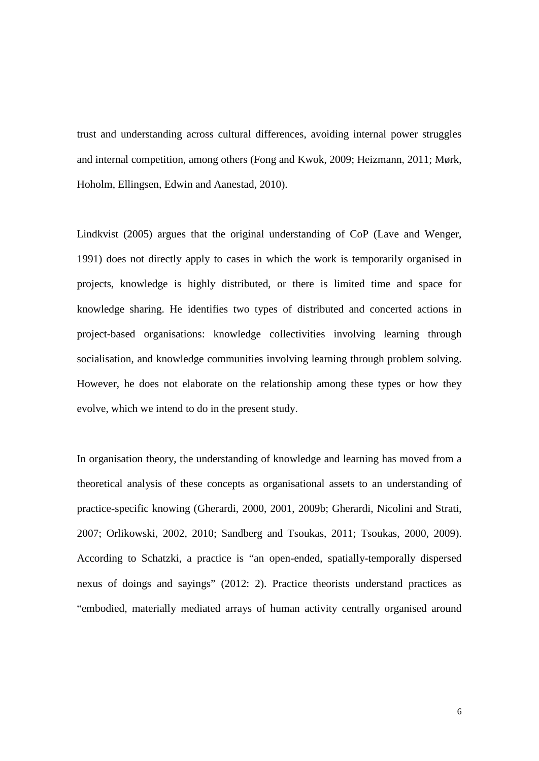trust and understanding across cultural differences, avoiding internal power struggles and internal competition, among others (Fong and Kwok, 2009; Heizmann, 2011; Mørk, Hoholm, Ellingsen, Edwin and Aanestad, 2010).

Lindkvist (2005) argues that the original understanding of CoP (Lave and Wenger, 1991) does not directly apply to cases in which the work is temporarily organised in projects, knowledge is highly distributed, or there is limited time and space for knowledge sharing. He identifies two types of distributed and concerted actions in project-based organisations: knowledge collectivities involving learning through socialisation, and knowledge communities involving learning through problem solving. However, he does not elaborate on the relationship among these types or how they evolve, which we intend to do in the present study.

In organisation theory, the understanding of knowledge and learning has moved from a theoretical analysis of these concepts as organisational assets to an understanding of practice-specific knowing (Gherardi, 2000, 2001, 2009b; Gherardi, Nicolini and Strati, 2007; Orlikowski, 2002, 2010; Sandberg and Tsoukas, 2011; Tsoukas, 2000, 2009). According to Schatzki, a practice is "an open-ended, spatially-temporally dispersed nexus of doings and sayings" (2012: 2). Practice theorists understand practices as "embodied, materially mediated arrays of human activity centrally organised around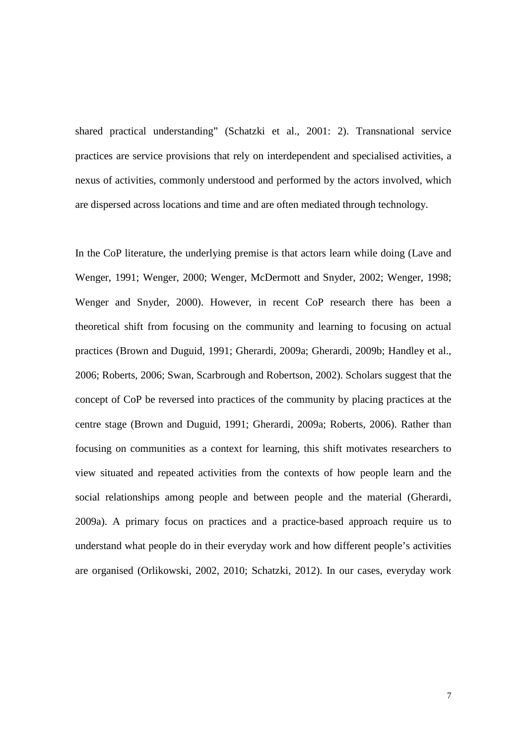shared practical understanding" (Schatzki et al., 2001: 2). Transnational service practices are service provisions that rely on interdependent and specialised activities, a nexus of activities, commonly understood and performed by the actors involved, which are dispersed across locations and time and are often mediated through technology.

In the CoP literature, the underlying premise is that actors learn while doing (Lave and Wenger, 1991; Wenger, 2000; Wenger, McDermott and Snyder, 2002; Wenger, 1998; Wenger and Snyder, 2000). However, in recent CoP research there has been a theoretical shift from focusing on the community and learning to focusing on actual practices (Brown and Duguid, 1991; Gherardi, 2009a; Gherardi, 2009b; Handley et al., 2006; Roberts, 2006; Swan, Scarbrough and Robertson, 2002). Scholars suggest that the concept of CoP be reversed into practices of the community by placing practices at the centre stage (Brown and Duguid, 1991; Gherardi, 2009a; Roberts, 2006). Rather than focusing on communities as a context for learning, this shift motivates researchers to view situated and repeated activities from the contexts of how people learn and the social relationships among people and between people and the material (Gherardi, 2009a). A primary focus on practices and a practice-based approach require us to understand what people do in their everyday work and how different people's activities are organised (Orlikowski, 2002, 2010; Schatzki, 2012). In our cases, everyday work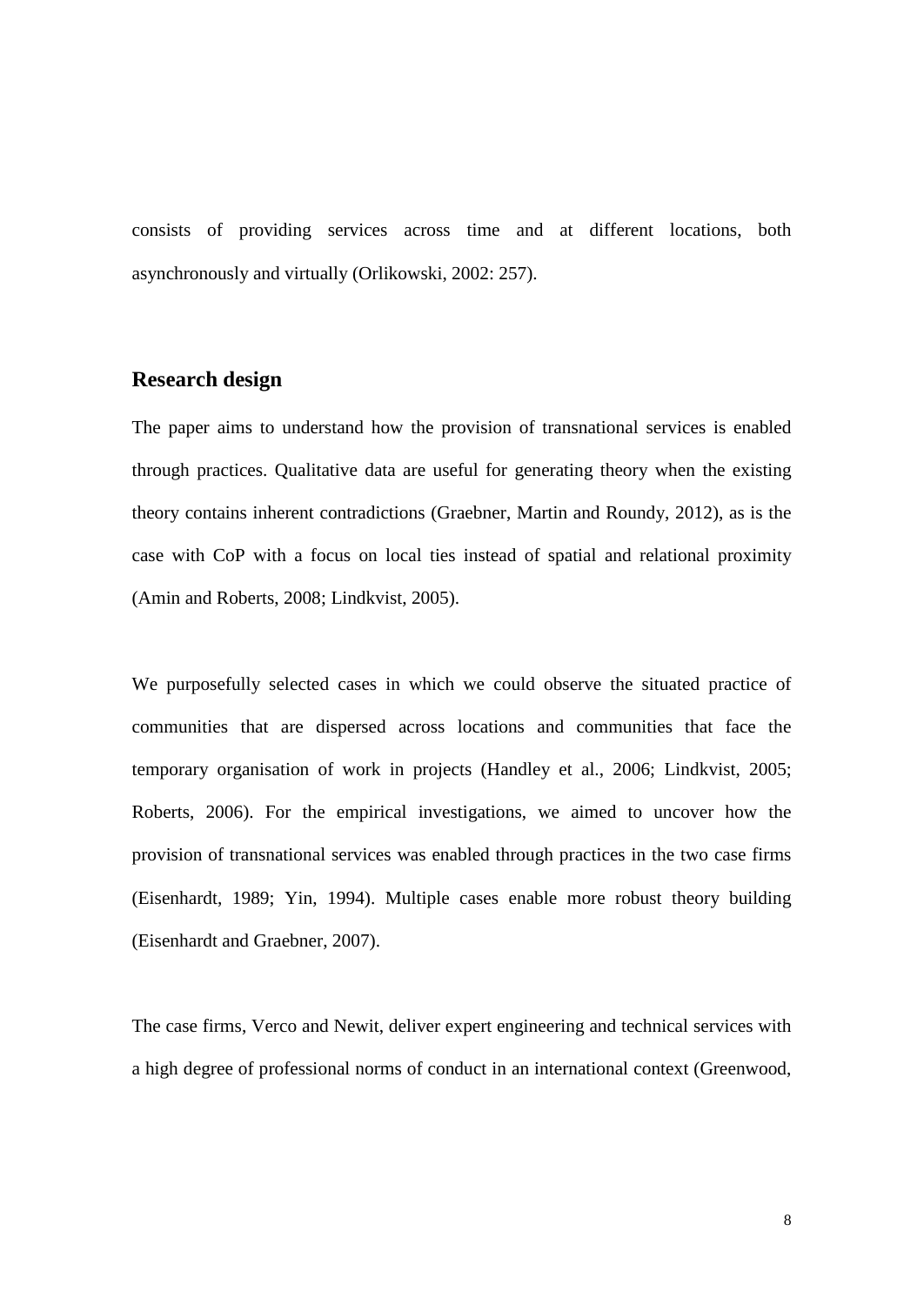consists of providing services across time and at different locations, both asynchronously and virtually (Orlikowski, 2002: 257).

## Research design

The paper aims to understand how the provision of transnational services is enabled through practices. Qualitative data are useful for generating theory when the existing theory contains inherent contradictions (Graebner, Martin and Roundy, 2012), as is the case with CoP with a focus on local ties instead of spatial and relational proximity (Amin and Roberts, 2008; Lindkvist, 2005).

We purposefully selected cases in which we could observe the situated practice of communities that are dispersed across locations and communities that face the temporary organisation of work in projects (Handley et al., 2006; Lindkvist, 2005; Roberts, 2006). For the empirical investigations, we aimed to uncover how the provision of transnational services was enabled through practices in the two case firms (Eisenhardt, 1989; Yin, 1994). Multiple cases enable more robust theory building (Eisenhardt and Graebner, 2007).

The case firms, Verco and Newit, deliver expert engineering and technical services with a high degree of professional norms of conduct in an international context (Greenwood,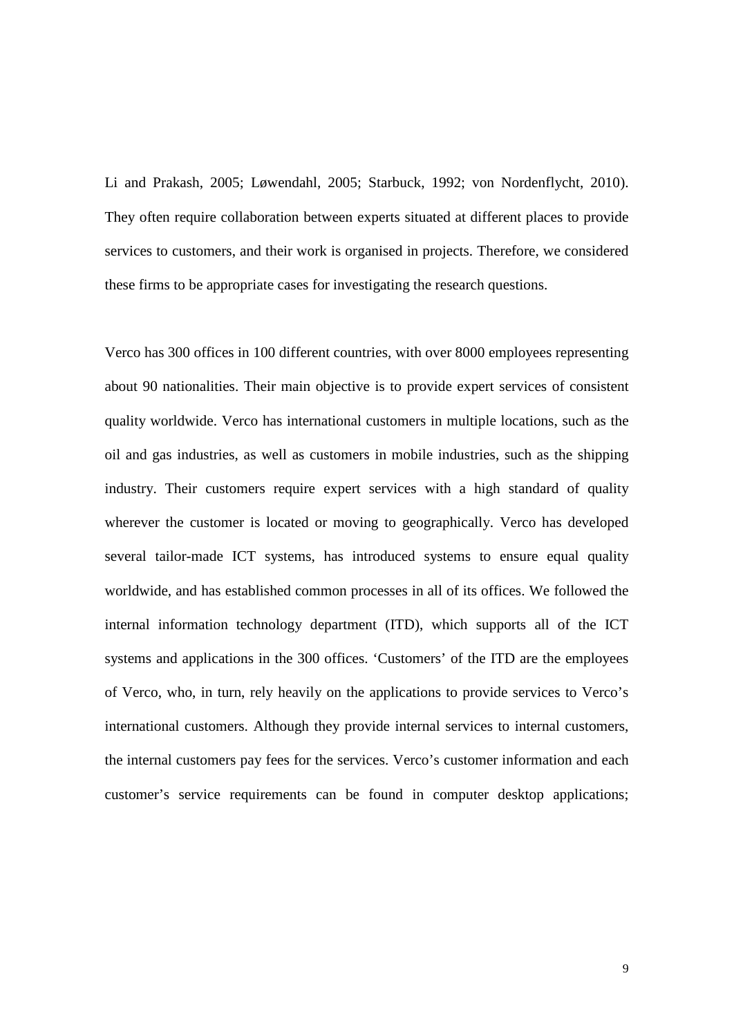Li and Prakash, 2005; Løwendahl, 2005; Starbuck, 1992; von Nordenflycht, 2010). They often require collaboration between experts situated at different places to provide services to customers, and their work is organised in projects. Therefore, we considered these firms to be appropriate cases for investigating the research questions.

Verco has 300 offices in 100 different countries, with over 8000 employees representing about 90 nationalities. Their main objective is to provide expert services of consistent quality worldwide. Verco has international customers in multiple locations, such as the oil and gas industries, as well as customers in mobile industries, such as the shipping industry. Their customers require expert services with a high standard of quality wherever the customer is located or moving to geographically. Verco has developed several tailor-made ICT systems, has introduced systems to ensure equal quality worldwide, and has established common processes in all of its offices. We followed the internal information technology department (ITD), which supports all of the ICT systems and applications in the 300 offices. 'Customers' of the ITD are the employees of Verco, who, in turn, rely heavily on the applications to provide services to Verco's international customers. Although they provide internal services to internal customers, the internal customers pay fees for the services. Verco's customer information and each customer's service requirements can be found in computer desktop applications;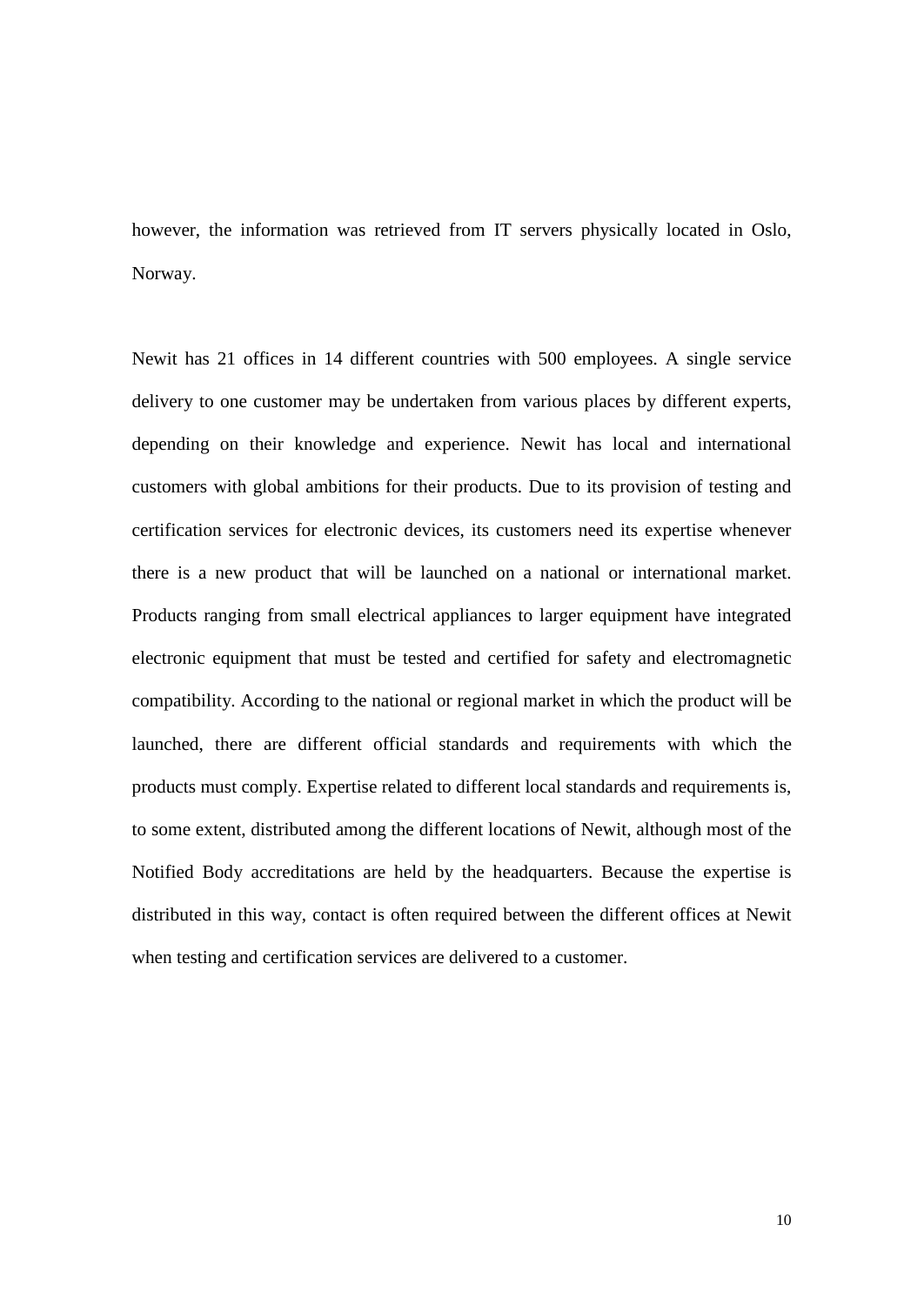however, the information was retrieved from IT servers physically located in Oslo, Norway.

Newit has 21 offices in 14 different countries with 500 employees. A single service delivery to one customer may be undertaken from various places by different experts, depending on their knowledge and experience. Newit has local and international customers with global ambitions for their products. Due to its provision of testing and certification services for electronic devices, its customers need its expertise whenever there is a new product that will be launched on a national or international market. Products ranging from small electrical appliances to larger equipment have integrated electronic equipment that must be tested and certified for safety and electromagnetic compatibility. According to the national or regional market in which the product will be launched, there are different official standards and requirements with which the products must comply. Expertise related to different local standards and requirements is, to some extent, distributed among the different locations of Newit, although most of the Notified Body accreditations are held by the headquarters. Because the expertise is distributed in this way, contact is often required between the different offices at Newit when testing and certification services are delivered to a customer.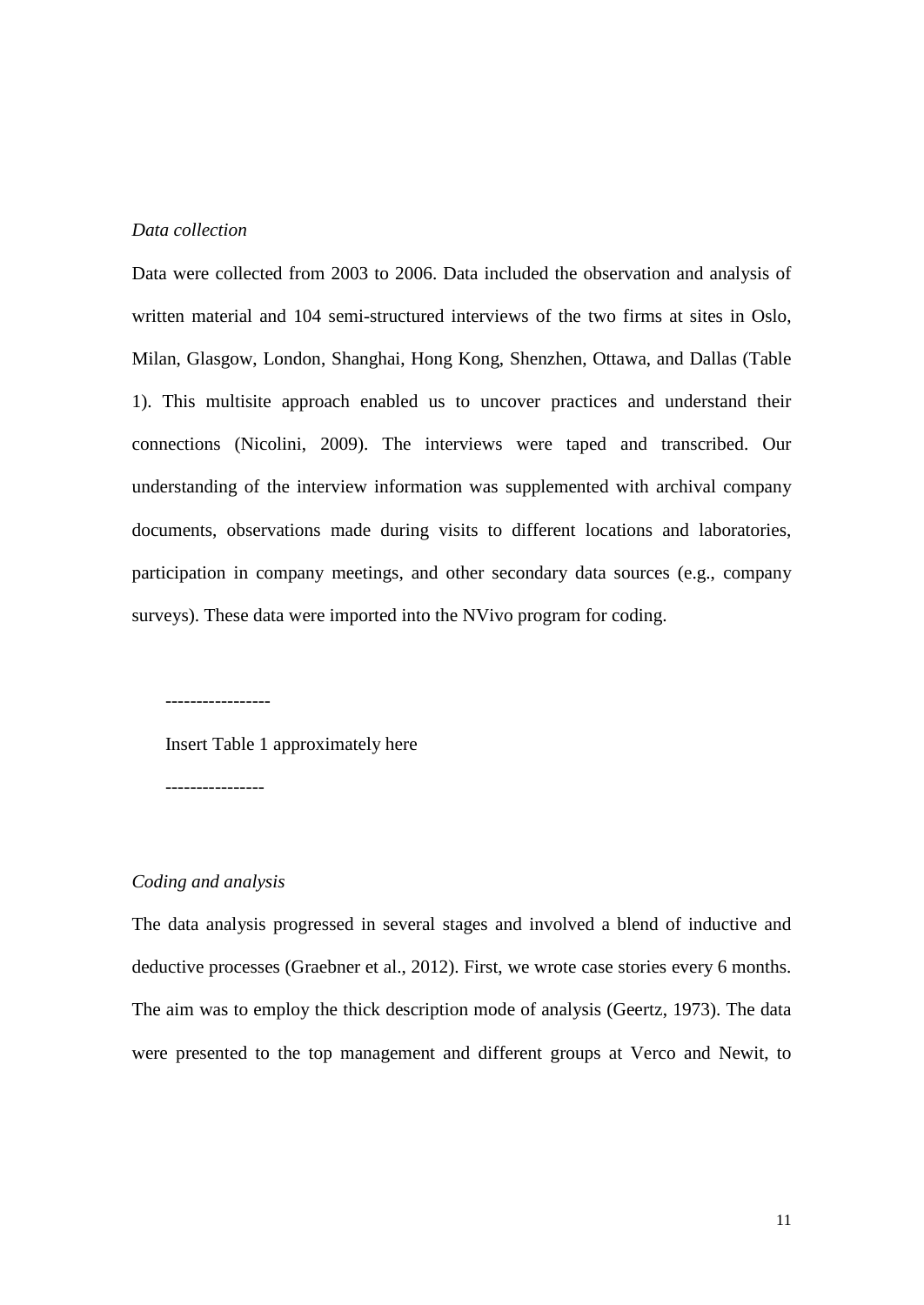*Data collection*

Data were collected from 2003 to 2006. Data included the observation and analysis of written material and 104 semi-structured interviews of the two firms at sites in Oslo, Milan, Glasgow, London, Shanghai, Hong Kong, Shenzhen, Ottawa, and Dallas (Table 1). This multisite approach enabled us to uncover practices and understand their connections (Nicolini, 2009). The interviews were taped and transcribed. Our understanding of the interview information was supplemented with archival company documents, observations made during visits to different locations and laboratories, participation in company meetings, and other secondary data sources (e.g., company surveys). These data were imported into the NVivo program for coding.

-----------------

Insert Table 1 approximately here

----------------

*Coding and analysis*

The data analysis progressed in several stages and involved a blend of inductive and deductive processes (Graebner et al., 2012). First, we wrote case stories every 6 months. The aim was to employ the thick description mode of analysis (Geertz, 1973). The data were presented to the top management and different groups at Verco and Newit, to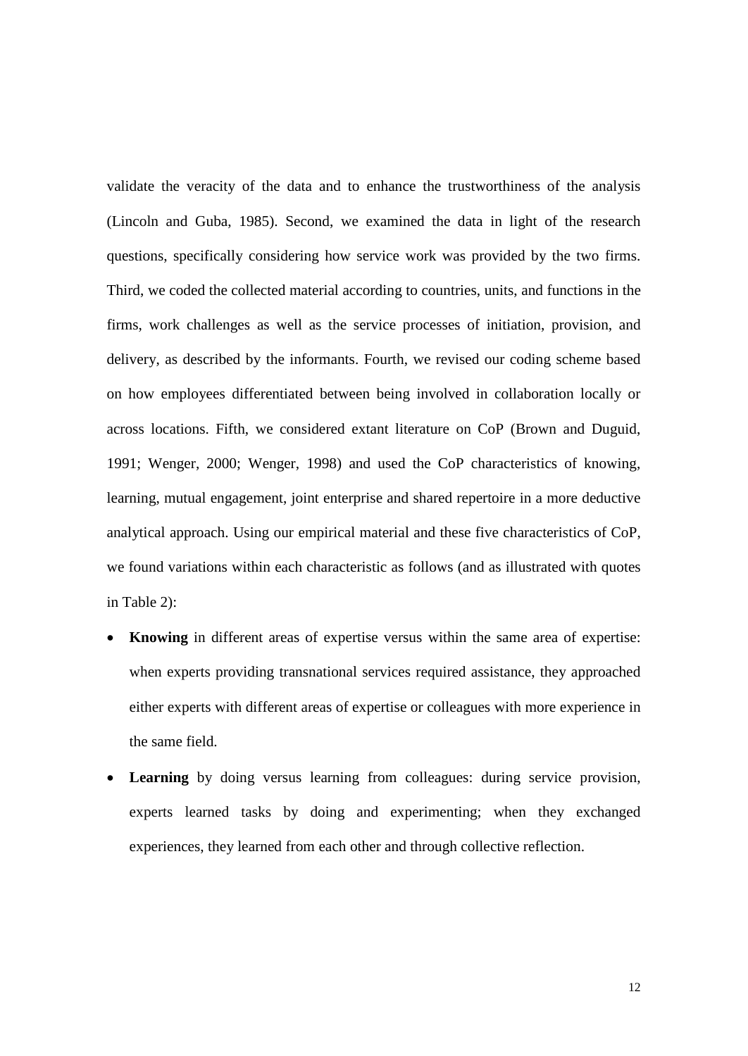validate the veracity of the data and to enhance the trustworthiness of the analysis (Lincoln and Guba, 1985). Second, we examined the data in light of the research questions, specifically considering how service work was provided by the two firms. Third, we coded the collected material according to countries, units, and functions in the firms, work challenges as well as the service processes of initiation, provision, and delivery, as described by the informants. Fourth, we revised our coding scheme based on how employees differentiated between being involved in collaboration locally or across locations. Fifth, we considered extant literature on CoP (Brown and Duguid, 1991; Wenger, 2000; Wenger, 1998) and used the CoP characteristics of knowing, learning, mutual engagement, joint enterprise and shared repertoire in a more deductive analytical approach. Using our empirical material and these five characteristics of CoP, we found variations within each characteristic as follows (and as illustrated with quotes in Table 2):

- **Knowing** in different areas of expertise versus within the same area of expertise: when experts providing transnational services required assistance, they approached either experts with different areas of expertise or colleagues with more experience in the same field.
- **Learning** by doing versus learning from colleagues: during service provision, experts learned tasks by doing and experimenting; when they exchanged experiences, they learned from each other and through collective reflection.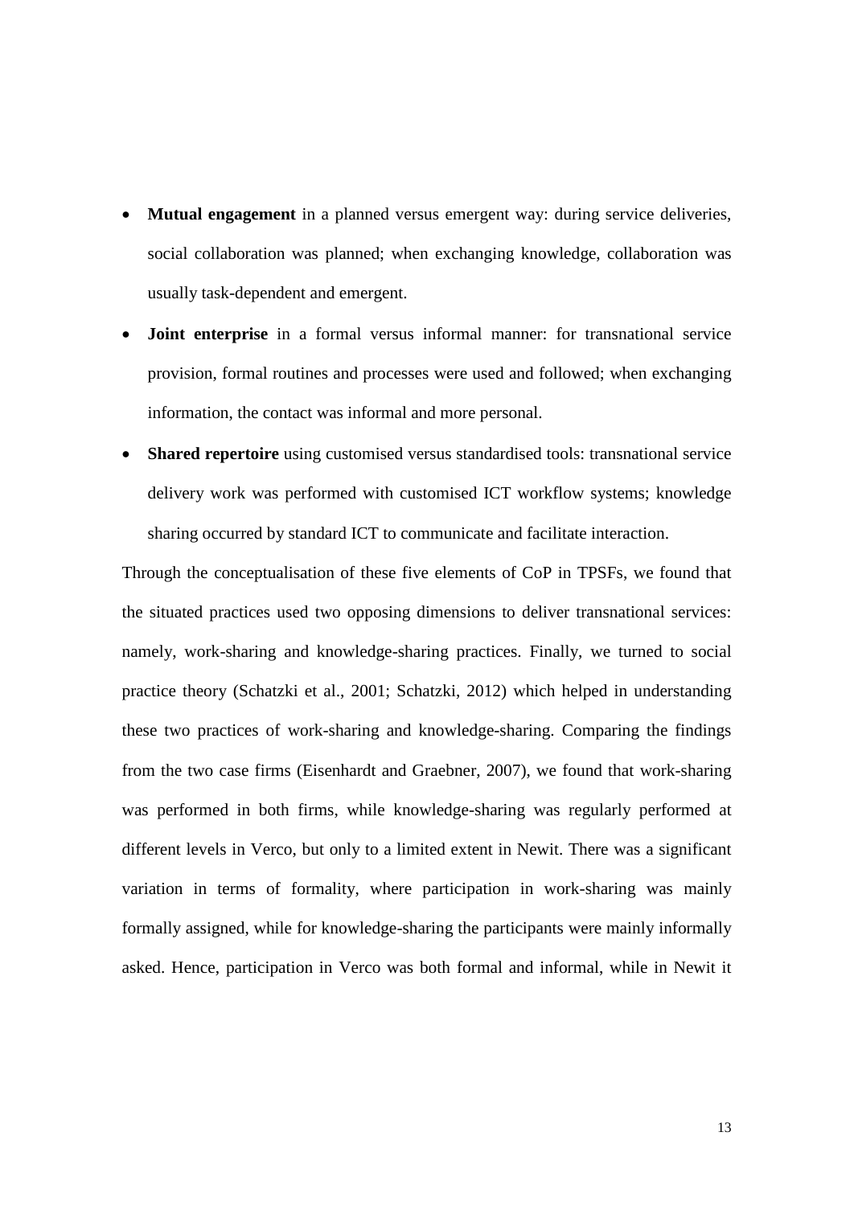- **Mutual engagement** in a planned versus emergent way: during service deliveries, social collaboration was planned; when exchanging knowledge, collaboration was usually task-dependent and emergent.
- **Joint enterprise** in a formal versus informal manner: for transnational service provision, formal routines and processes were used and followed; when exchanging information, the contact was informal and more personal.
- **Shared repertoire** using customised versus standardised tools: transnational service delivery work was performed with customised ICT workflow systems; knowledge sharing occurred by standard ICT to communicate and facilitate interaction.

Through the conceptualisation of these five elements of CoP in TPSFs, we found that the situated practices used two opposing dimensions to deliver transnational services: namely, work-sharing and knowledge-sharing practices. Finally, we turned to social practice theory (Schatzki et al., 2001; Schatzki, 2012) which helped in understanding these two practices of work-sharing and knowledge-sharing. Comparing the findings from the two case firms (Eisenhardt and Graebner, 2007), we found that work-sharing was performed in both firms, while knowledge-sharing was regularly performed at different levels in Verco, but only to a limited extent in Newit. There was a significant variation in terms of formality, where participation in work-sharing was mainly formally assigned, while for knowledge-sharing the participants were mainly informally asked. Hence, participation in Verco was both formal and informal, while in Newit it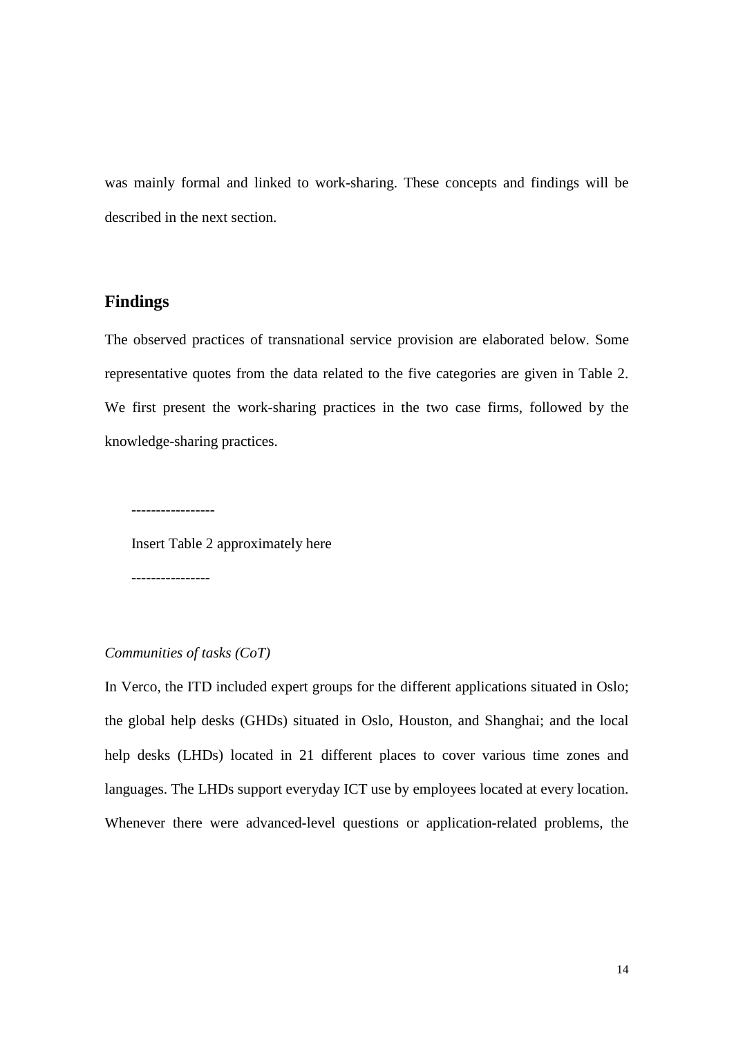was mainly formal and linked to work-sharing. These concepts and findings will be described in the next section.

## Findings

The observed practices of transnational service provision are elaborated below. Some representative quotes from the data related to the five categories are given in Table 2. We first present the work-sharing practices in the two case firms, followed by the knowledge-sharing practices.

-----------------

Insert Table 2 approximately here

----------------

### *Communities of tasks (CoT)*

In Verco, the ITD included expert groups for the different applications situated in Oslo; the global help desks (GHDs) situated in Oslo, Houston, and Shanghai; and the local help desks (LHDs) located in 21 different places to cover various time zones and languages. The LHDs support everyday ICT use by employees located at every location. Whenever there were advanced-level questions or application-related problems, the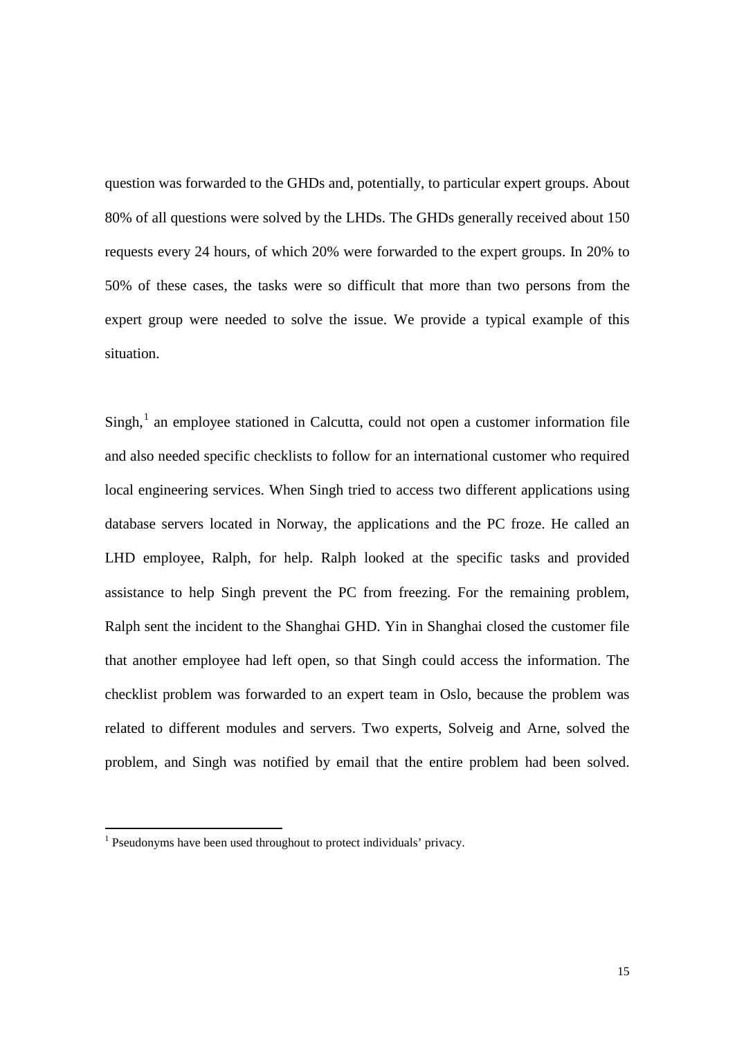question was forwarded to the GHDs and, potentially, to particular expert groups. About 80% of all questions were solved by the LHDs. The GHDs generally received about 150 requests every 24 hours, of which 20% were forwarded to the expert groups. In 20% to 50% of these cases, the tasks were so difficult that more than two persons from the expert group were needed to solve the issue. We provide a typical example of this situation.

Singh,[1] an employee stationed in Calcutta, could not open a customer information file and also needed specific checklists to follow for an international customer who required local engineering services. When Singh tried to access two different applications using database servers located in Norway, the applications and the PC froze. He called an LHD employee, Ralph, for help. Ralph looked at the specific tasks and provided assistance to help Singh prevent the PC from freezing. For the remaining problem, Ralph sent the incident to the Shanghai GHD. Yin in Shanghai closed the customer file that another employee had left open, so that Singh could access the information. The checklist problem was forwarded to an expert team in Oslo, because the problem was related to different modules and servers. Two experts, Solveig and Arne, solved the problem, and Singh was notified by email that the entire problem had been solved.

[1] Pseudonyms have been used throughout to protect individuals' privacy.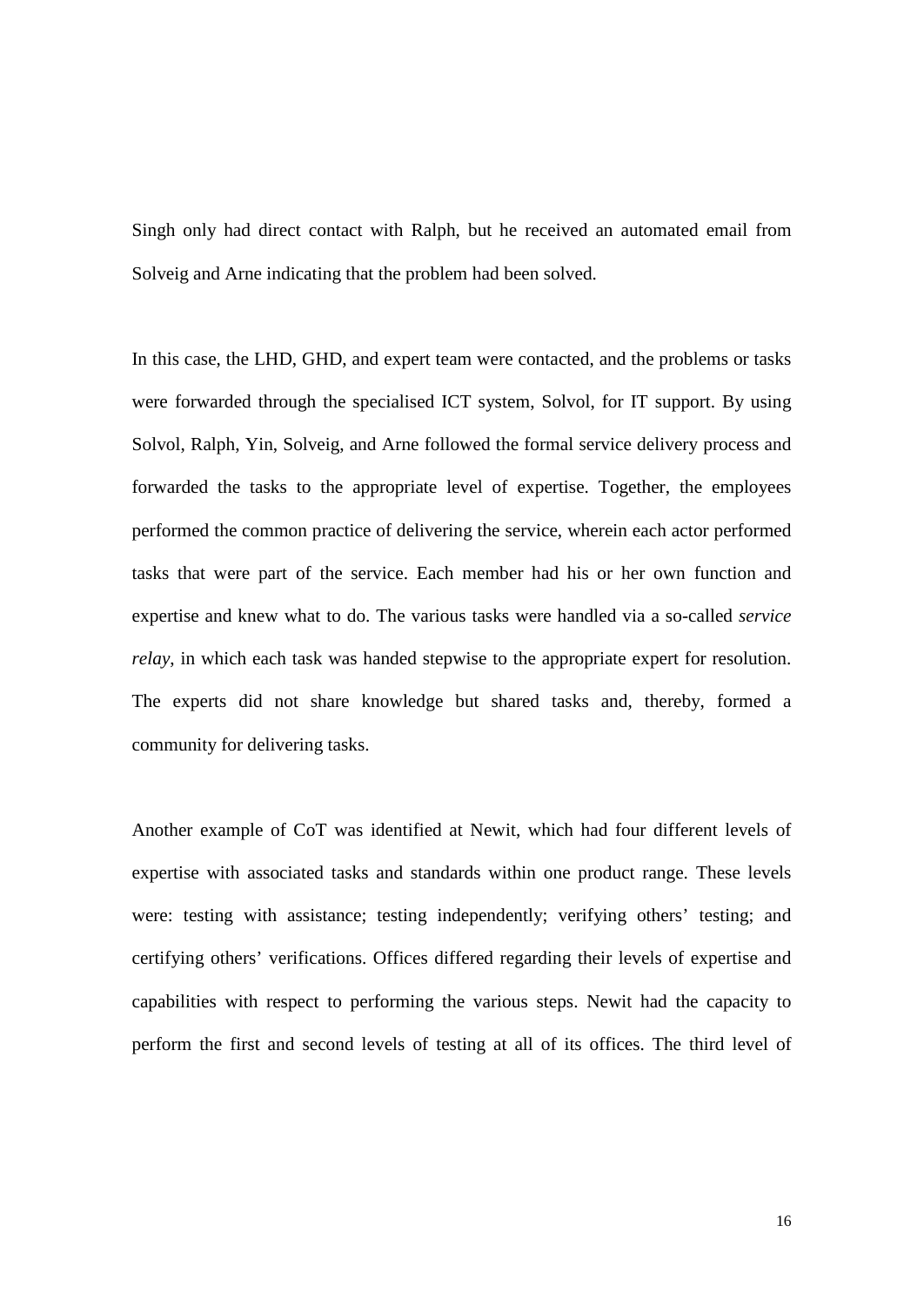Singh only had direct contact with Ralph, but he received an automated email from Solveig and Arne indicating that the problem had been solved.

In this case, the LHD, GHD, and expert team were contacted, and the problems or tasks were forwarded through the specialised ICT system, Solvol, for IT support. By using Solvol, Ralph, Yin, Solveig, and Arne followed the formal service delivery process and forwarded the tasks to the appropriate level of expertise. Together, the employees performed the common practice of delivering the service, wherein each actor performed tasks that were part of the service. Each member had his or her own function and expertise and knew what to do. The various tasks were handled via a so-called *service relay*, in which each task was handed stepwise to the appropriate expert for resolution. The experts did not share knowledge but shared tasks and, thereby, formed a community for delivering tasks.

Another example of CoT was identified at Newit, which had four different levels of expertise with associated tasks and standards within one product range. These levels were: testing with assistance; testing independently; verifying others' testing; and certifying others' verifications. Offices differed regarding their levels of expertise and capabilities with respect to performing the various steps. Newit had the capacity to perform the first and second levels of testing at all of its offices. The third level of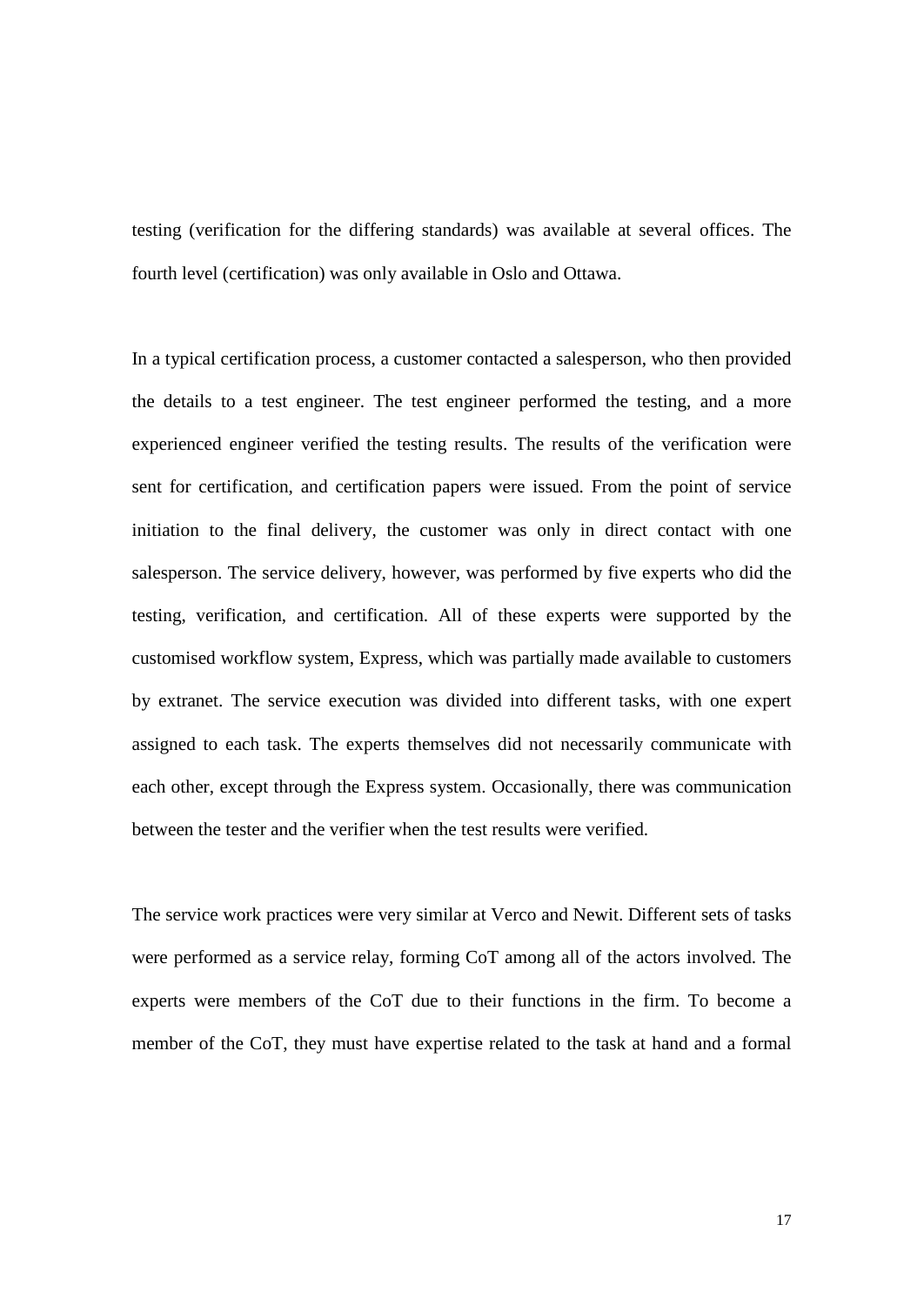testing (verification for the differing standards) was available at several offices. The fourth level (certification) was only available in Oslo and Ottawa.

In a typical certification process, a customer contacted a salesperson, who then provided the details to a test engineer. The test engineer performed the testing, and a more experienced engineer verified the testing results. The results of the verification were sent for certification, and certification papers were issued. From the point of service initiation to the final delivery, the customer was only in direct contact with one salesperson. The service delivery, however, was performed by five experts who did the testing, verification, and certification. All of these experts were supported by the customised workflow system, Express, which was partially made available to customers by extranet. The service execution was divided into different tasks, with one expert assigned to each task. The experts themselves did not necessarily communicate with each other, except through the Express system. Occasionally, there was communication between the tester and the verifier when the test results were verified.

The service work practices were very similar at Verco and Newit. Different sets of tasks were performed as a service relay, forming CoT among all of the actors involved. The experts were members of the CoT due to their functions in the firm. To become a member of the CoT, they must have expertise related to the task at hand and a formal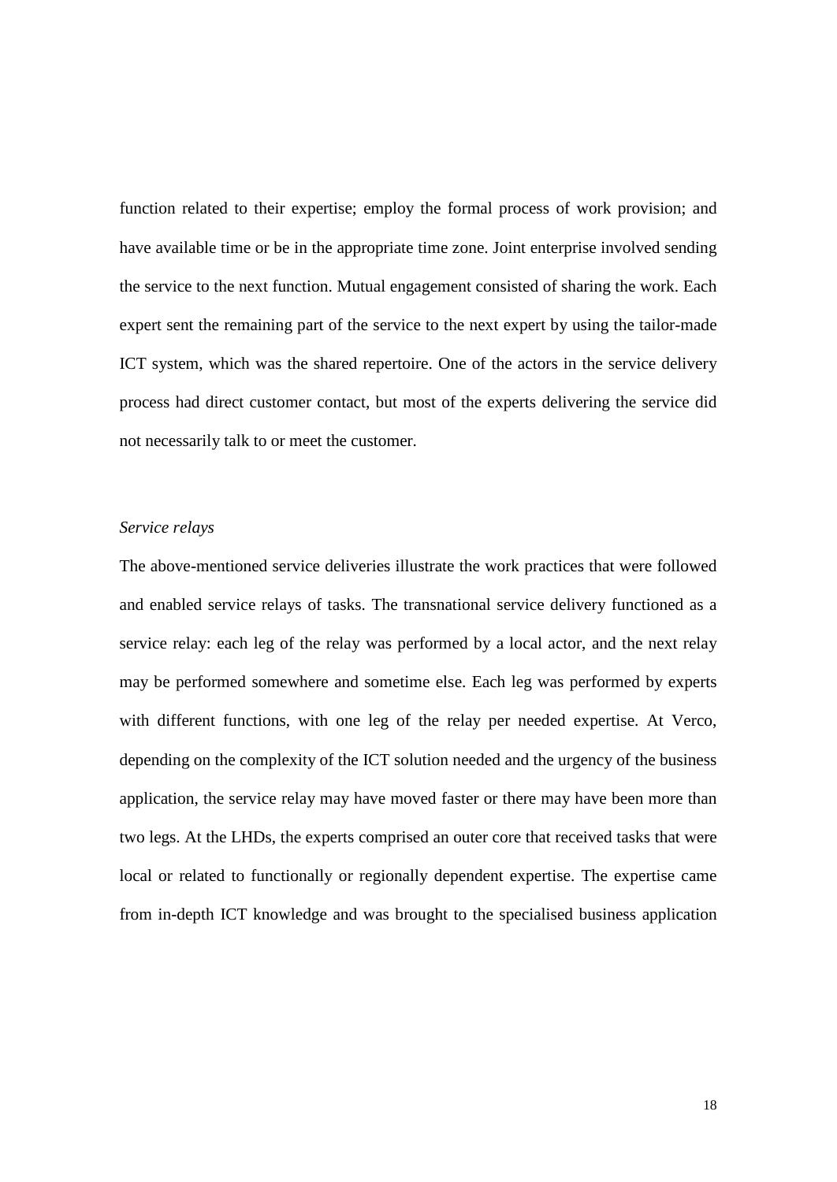function related to their expertise; employ the formal process of work provision; and have available time or be in the appropriate time zone. Joint enterprise involved sending the service to the next function. Mutual engagement consisted of sharing the work. Each expert sent the remaining part of the service to the next expert by using the tailor-made ICT system, which was the shared repertoire. One of the actors in the service delivery process had direct customer contact, but most of the experts delivering the service did not necessarily talk to or meet the customer.

*Service relays*

The above-mentioned service deliveries illustrate the work practices that were followed and enabled service relays of tasks. The transnational service delivery functioned as a service relay: each leg of the relay was performed by a local actor, and the next relay may be performed somewhere and sometime else. Each leg was performed by experts with different functions, with one leg of the relay per needed expertise. At Verco, depending on the complexity of the ICT solution needed and the urgency of the business application, the service relay may have moved faster or there may have been more than two legs. At the LHDs, the experts comprised an outer core that received tasks that were local or related to functionally or regionally dependent expertise. The expertise came from in-depth ICT knowledge and was brought to the specialised business application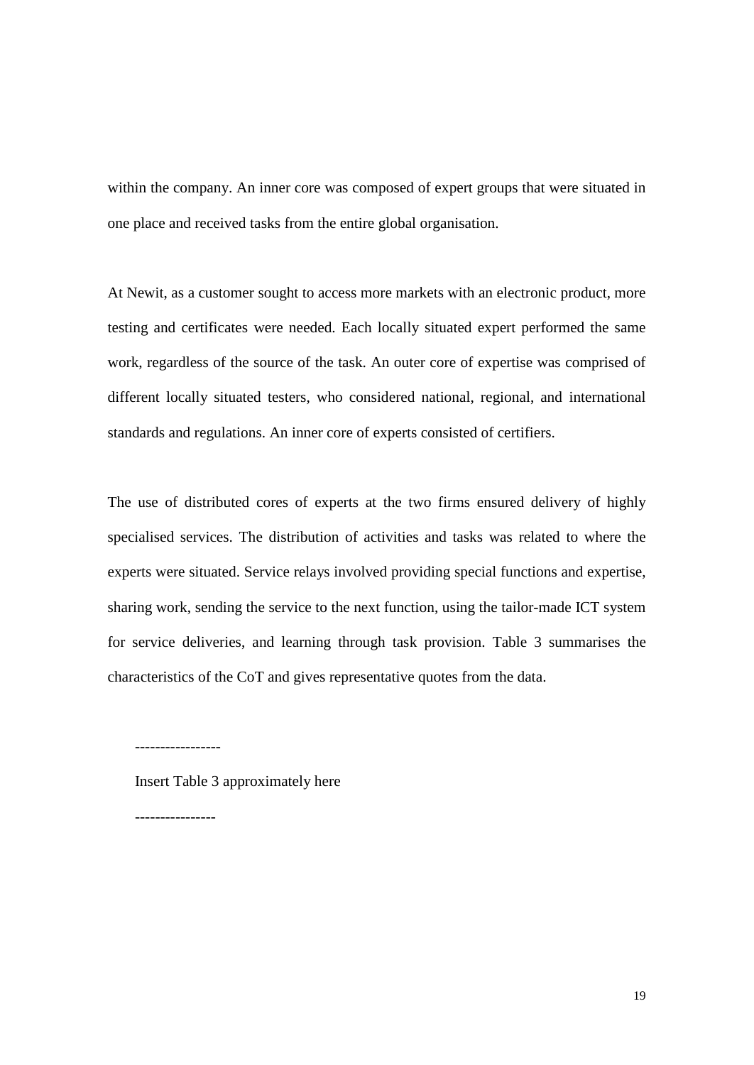within the company. An inner core was composed of expert groups that were situated in one place and received tasks from the entire global organisation.

At Newit, as a customer sought to access more markets with an electronic product, more testing and certificates were needed. Each locally situated expert performed the same work, regardless of the source of the task. An outer core of expertise was comprised of different locally situated testers, who considered national, regional, and international standards and regulations. An inner core of experts consisted of certifiers.

The use of distributed cores of experts at the two firms ensured delivery of highly specialised services. The distribution of activities and tasks was related to where the experts were situated. Service relays involved providing special functions and expertise, sharing work, sending the service to the next function, using the tailor-made ICT system for service deliveries, and learning through task provision. Table 3 summarises the characteristics of the CoT and gives representative quotes from the data.

-----------------

Insert Table 3 approximately here

----------------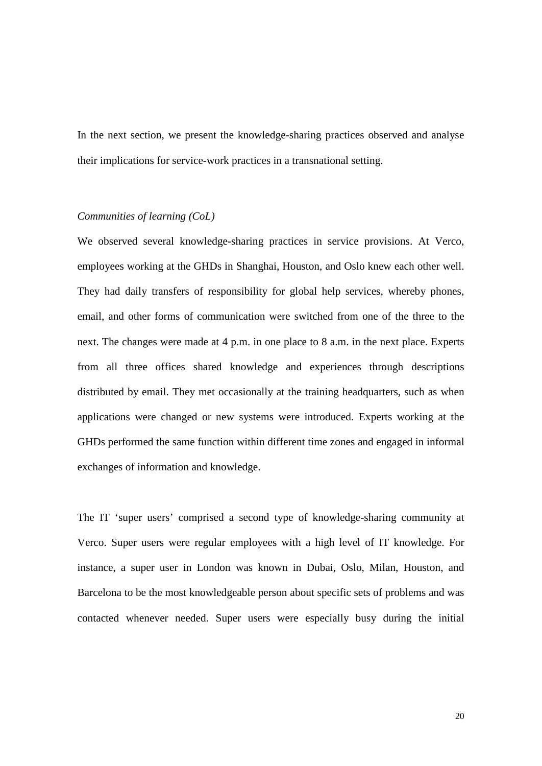In the next section, we present the knowledge-sharing practices observed and analyse their implications for service-work practices in a transnational setting.

*Communities of learning (CoL)*

We observed several knowledge-sharing practices in service provisions. At Verco, employees working at the GHDs in Shanghai, Houston, and Oslo knew each other well. They had daily transfers of responsibility for global help services, whereby phones, email, and other forms of communication were switched from one of the three to the next. The changes were made at 4 p.m. in one place to 8 a.m. in the next place. Experts from all three offices shared knowledge and experiences through descriptions distributed by email. They met occasionally at the training headquarters, such as when applications were changed or new systems were introduced. Experts working at the GHDs performed the same function within different time zones and engaged in informal exchanges of information and knowledge.

The IT 'super users' comprised a second type of knowledge-sharing community at Verco. Super users were regular employees with a high level of IT knowledge. For instance, a super user in London was known in Dubai, Oslo, Milan, Houston, and Barcelona to be the most knowledgeable person about specific sets of problems and was contacted whenever needed. Super users were especially busy during the initial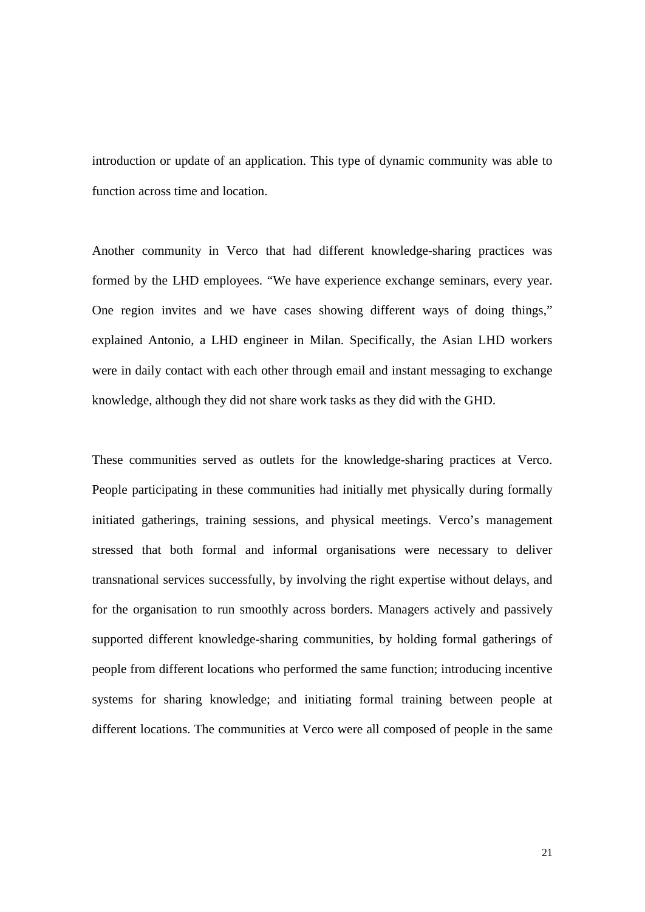introduction or update of an application. This type of dynamic community was able to function across time and location.

Another community in Verco that had different knowledge-sharing practices was formed by the LHD employees. “We have experience exchange seminars, every year. One region invites and we have cases showing different ways of doing things,” explained Antonio, a LHD engineer in Milan. Specifically, the Asian LHD workers were in daily contact with each other through email and instant messaging to exchange knowledge, although they did not share work tasks as they did with the GHD.

These communities served as outlets for the knowledge-sharing practices at Verco. People participating in these communities had initially met physically during formally initiated gatherings, training sessions, and physical meetings. Verco’s management stressed that both formal and informal organisations were necessary to deliver transnational services successfully, by involving the right expertise without delays, and for the organisation to run smoothly across borders. Managers actively and passively supported different knowledge-sharing communities, by holding formal gatherings of people from different locations who performed the same function; introducing incentive systems for sharing knowledge; and initiating formal training between people at different locations. The communities at Verco were all composed of people in the same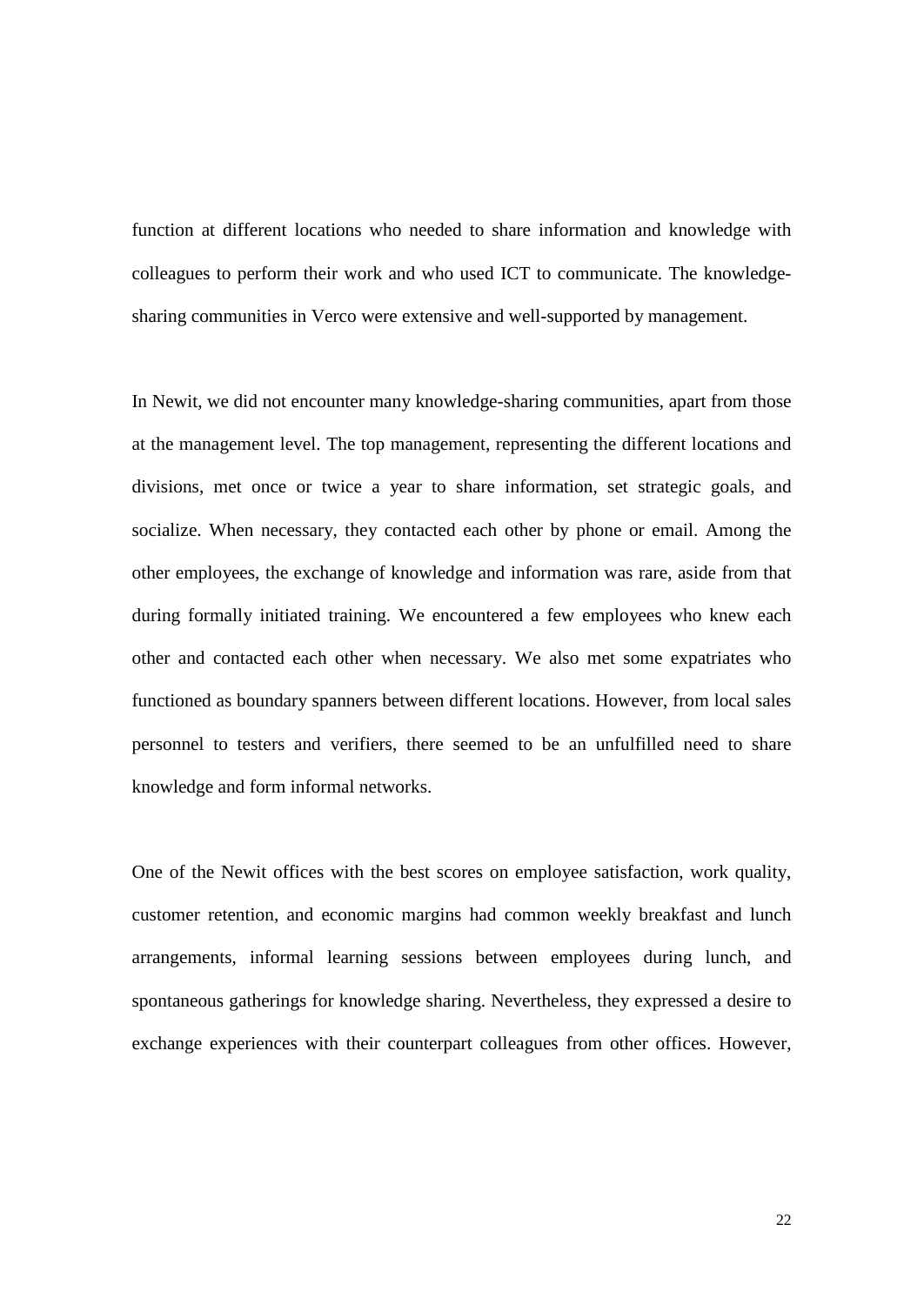function at different locations who needed to share information and knowledge with colleagues to perform their work and who used ICT to communicate. The knowledge-sharing communities in Verco were extensive and well-supported by management.

In Newit, we did not encounter many knowledge-sharing communities, apart from those at the management level. The top management, representing the different locations and divisions, met once or twice a year to share information, set strategic goals, and socialize. When necessary, they contacted each other by phone or email. Among the other employees, the exchange of knowledge and information was rare, aside from that during formally initiated training. We encountered a few employees who knew each other and contacted each other when necessary. We also met some expatriates who functioned as boundary spanners between different locations. However, from local sales personnel to testers and verifiers, there seemed to be an unfulfilled need to share knowledge and form informal networks.

One of the Newit offices with the best scores on employee satisfaction, work quality, customer retention, and economic margins had common weekly breakfast and lunch arrangements, informal learning sessions between employees during lunch, and spontaneous gatherings for knowledge sharing. Nevertheless, they expressed a desire to exchange experiences with their counterpart colleagues from other offices. However,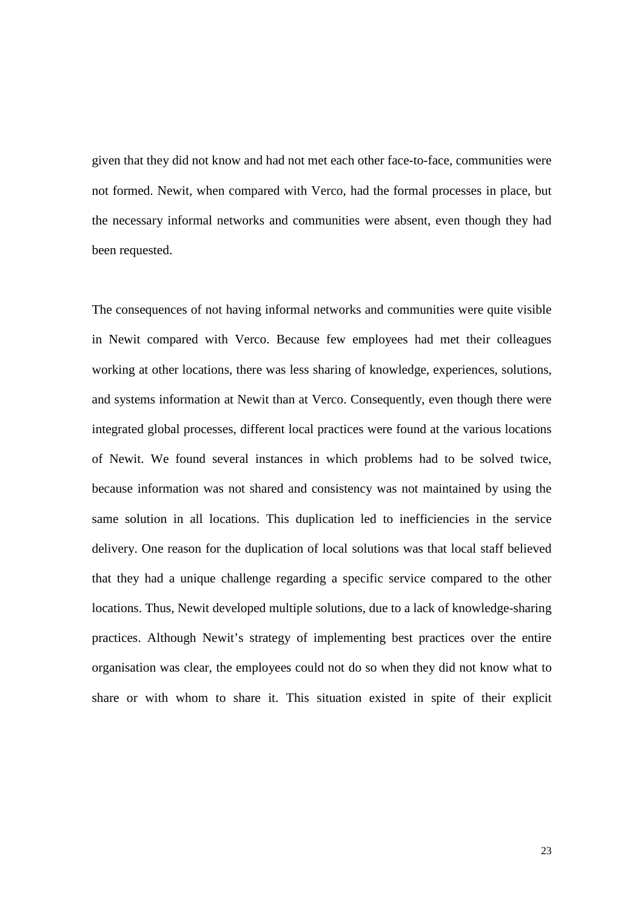given that they did not know and had not met each other face-to-face, communities were not formed. Newit, when compared with Verco, had the formal processes in place, but the necessary informal networks and communities were absent, even though they had been requested.

The consequences of not having informal networks and communities were quite visible in Newit compared with Verco. Because few employees had met their colleagues working at other locations, there was less sharing of knowledge, experiences, solutions, and systems information at Newit than at Verco. Consequently, even though there were integrated global processes, different local practices were found at the various locations of Newit. We found several instances in which problems had to be solved twice, because information was not shared and consistency was not maintained by using the same solution in all locations. This duplication led to inefficiencies in the service delivery. One reason for the duplication of local solutions was that local staff believed that they had a unique challenge regarding a specific service compared to the other locations. Thus, Newit developed multiple solutions, due to a lack of knowledge-sharing practices. Although Newit's strategy of implementing best practices over the entire organisation was clear, the employees could not do so when they did not know what to share or with whom to share it. This situation existed in spite of their explicit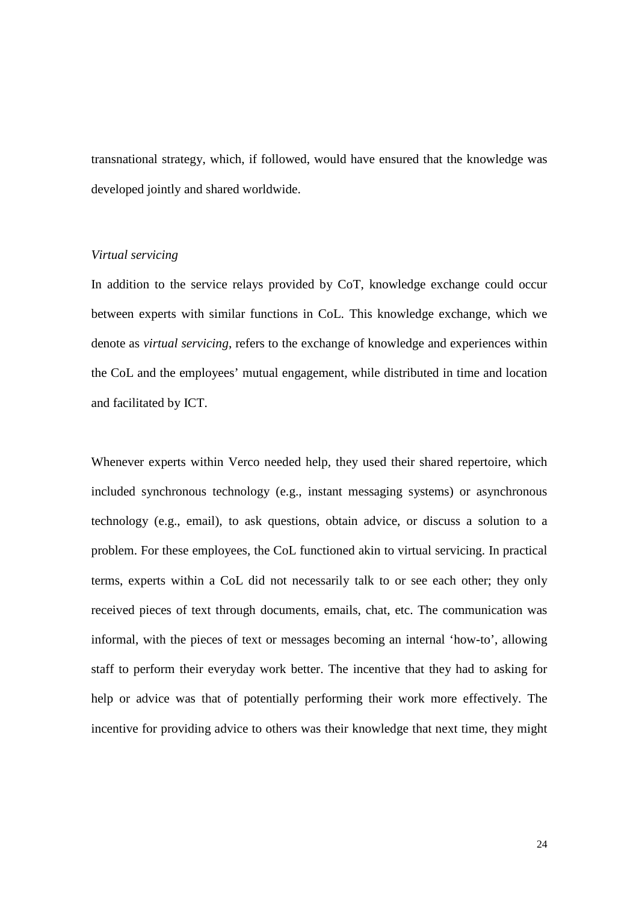transnational strategy, which, if followed, would have ensured that the knowledge was developed jointly and shared worldwide.

*Virtual servicing*

In addition to the service relays provided by CoT, knowledge exchange could occur between experts with similar functions in CoL. This knowledge exchange, which we denote as *virtual servicing*, refers to the exchange of knowledge and experiences within the CoL and the employees' mutual engagement, while distributed in time and location and facilitated by ICT.

Whenever experts within Verco needed help, they used their shared repertoire, which included synchronous technology (e.g., instant messaging systems) or asynchronous technology (e.g., email), to ask questions, obtain advice, or discuss a solution to a problem. For these employees, the CoL functioned akin to virtual servicing. In practical terms, experts within a CoL did not necessarily talk to or see each other; they only received pieces of text through documents, emails, chat, etc. The communication was informal, with the pieces of text or messages becoming an internal 'how-to', allowing staff to perform their everyday work better. The incentive that they had to asking for help or advice was that of potentially performing their work more effectively. The incentive for providing advice to others was their knowledge that next time, they might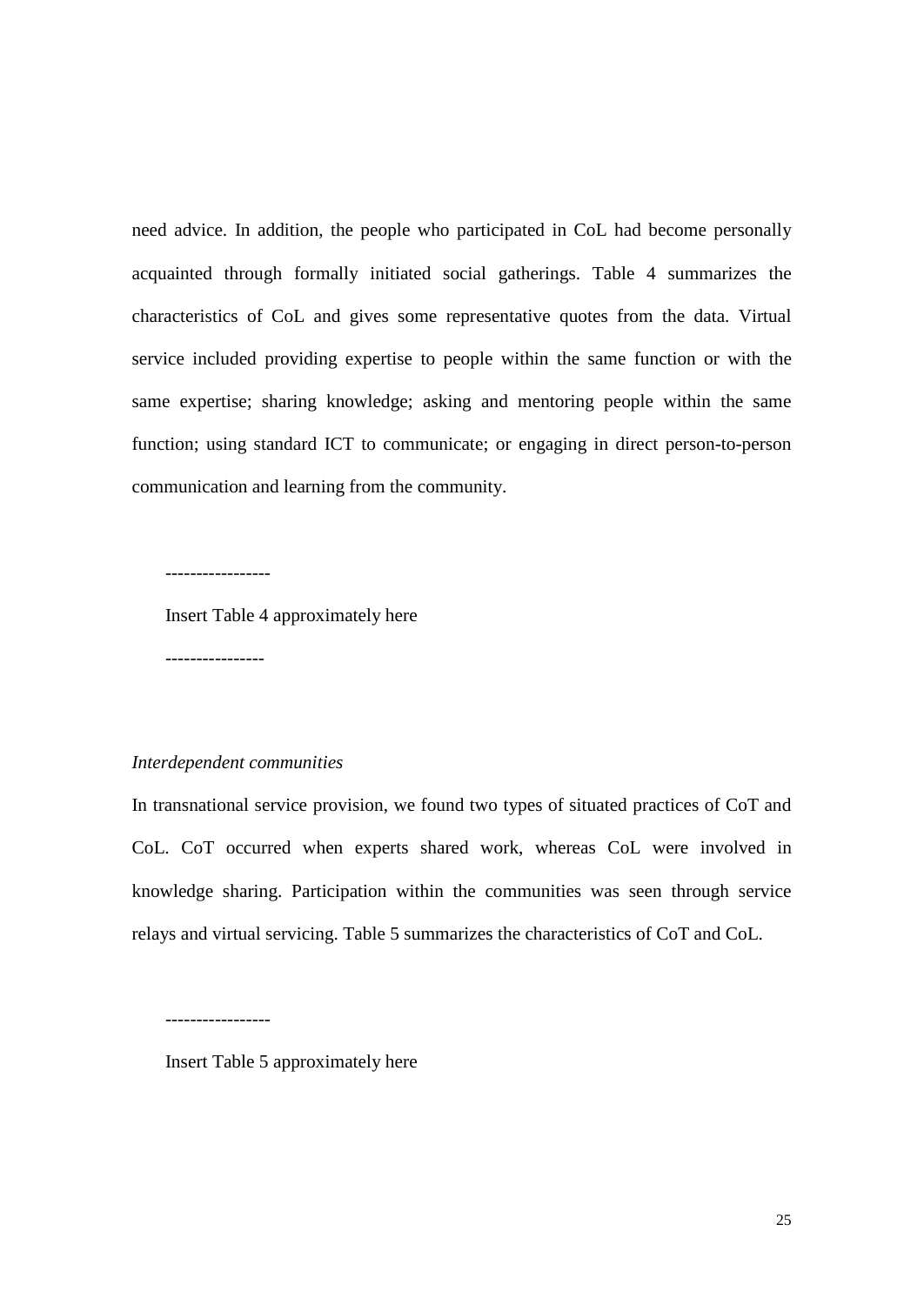need advice. In addition, the people who participated in CoL had become personally acquainted through formally initiated social gatherings. Table 4 summarizes the characteristics of CoL and gives some representative quotes from the data. Virtual service included providing expertise to people within the same function or with the same expertise; sharing knowledge; asking and mentoring people within the same function; using standard ICT to communicate; or engaging in direct person-to-person communication and learning from the community.

-----------------

Insert Table 4 approximately here

----------------

*Interdependent communities*

In transnational service provision, we found two types of situated practices of CoT and CoL. CoT occurred when experts shared work, whereas CoL were involved in knowledge sharing. Participation within the communities was seen through service relays and virtual servicing. Table 5 summarizes the characteristics of CoT and CoL.

-----------------

Insert Table 5 approximately here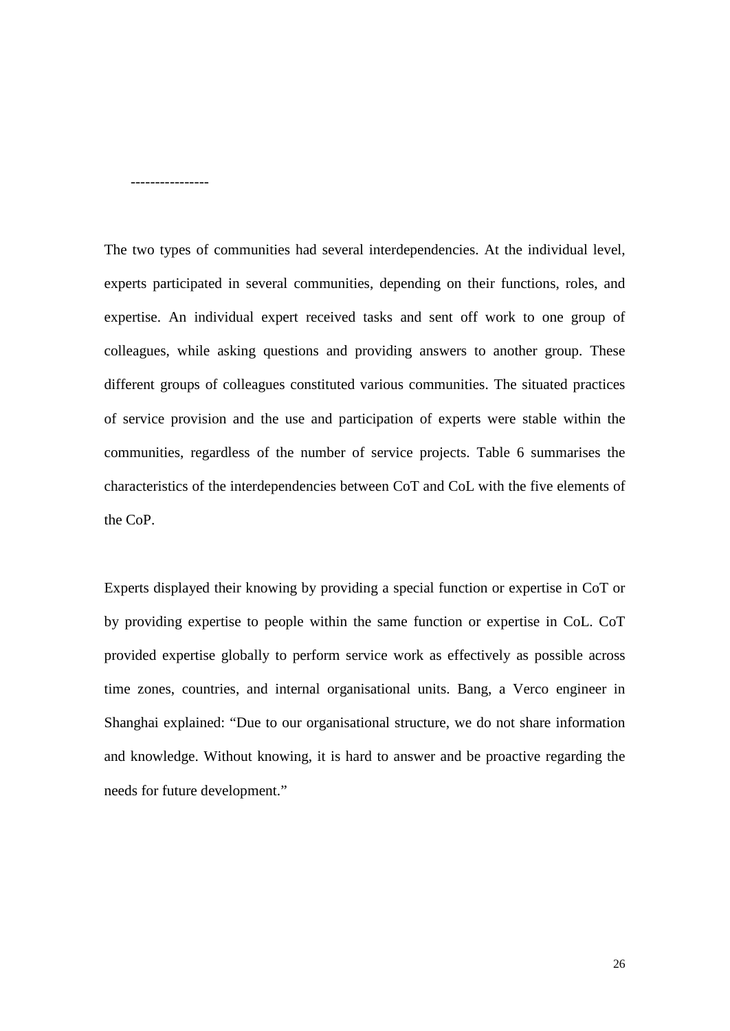----------------

The two types of communities had several interdependencies. At the individual level, experts participated in several communities, depending on their functions, roles, and expertise. An individual expert received tasks and sent off work to one group of colleagues, while asking questions and providing answers to another group. These different groups of colleagues constituted various communities. The situated practices of service provision and the use and participation of experts were stable within the communities, regardless of the number of service projects. Table 6 summarises the characteristics of the interdependencies between CoT and CoL with the five elements of the CoP.

Experts displayed their knowing by providing a special function or expertise in CoT or by providing expertise to people within the same function or expertise in CoL. CoT provided expertise globally to perform service work as effectively as possible across time zones, countries, and internal organisational units. Bang, a Verco engineer in Shanghai explained: "Due to our organisational structure, we do not share information and knowledge. Without knowing, it is hard to answer and be proactive regarding the needs for future development."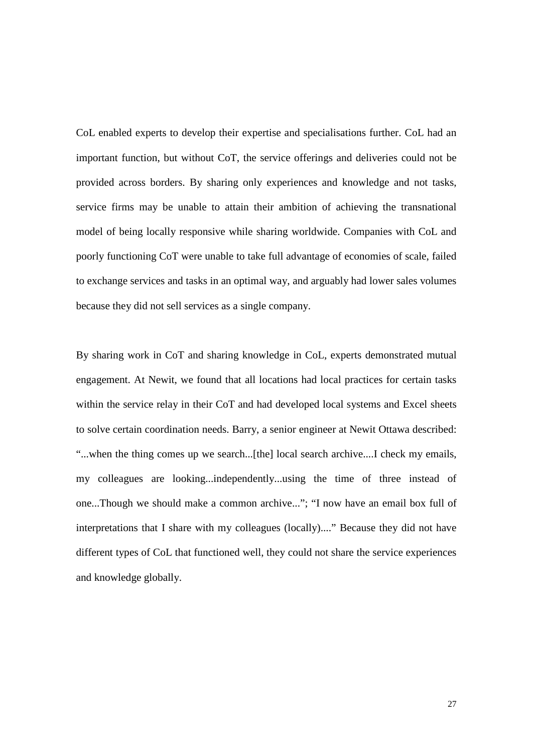CoL enabled experts to develop their expertise and specialisations further. CoL had an important function, but without CoT, the service offerings and deliveries could not be provided across borders. By sharing only experiences and knowledge and not tasks, service firms may be unable to attain their ambition of achieving the transnational model of being locally responsive while sharing worldwide. Companies with CoL and poorly functioning CoT were unable to take full advantage of economies of scale, failed to exchange services and tasks in an optimal way, and arguably had lower sales volumes because they did not sell services as a single company.

By sharing work in CoT and sharing knowledge in CoL, experts demonstrated mutual engagement. At Newit, we found that all locations had local practices for certain tasks within the service relay in their CoT and had developed local systems and Excel sheets to solve certain coordination needs. Barry, a senior engineer at Newit Ottawa described: "...when the thing comes up we search...[the] local search archive....I check my emails, my colleagues are looking...independently...using the time of three instead of one...Though we should make a common archive..."; "I now have an email box full of interpretations that I share with my colleagues (locally)...." Because they did not have different types of CoL that functioned well, they could not share the service experiences and knowledge globally.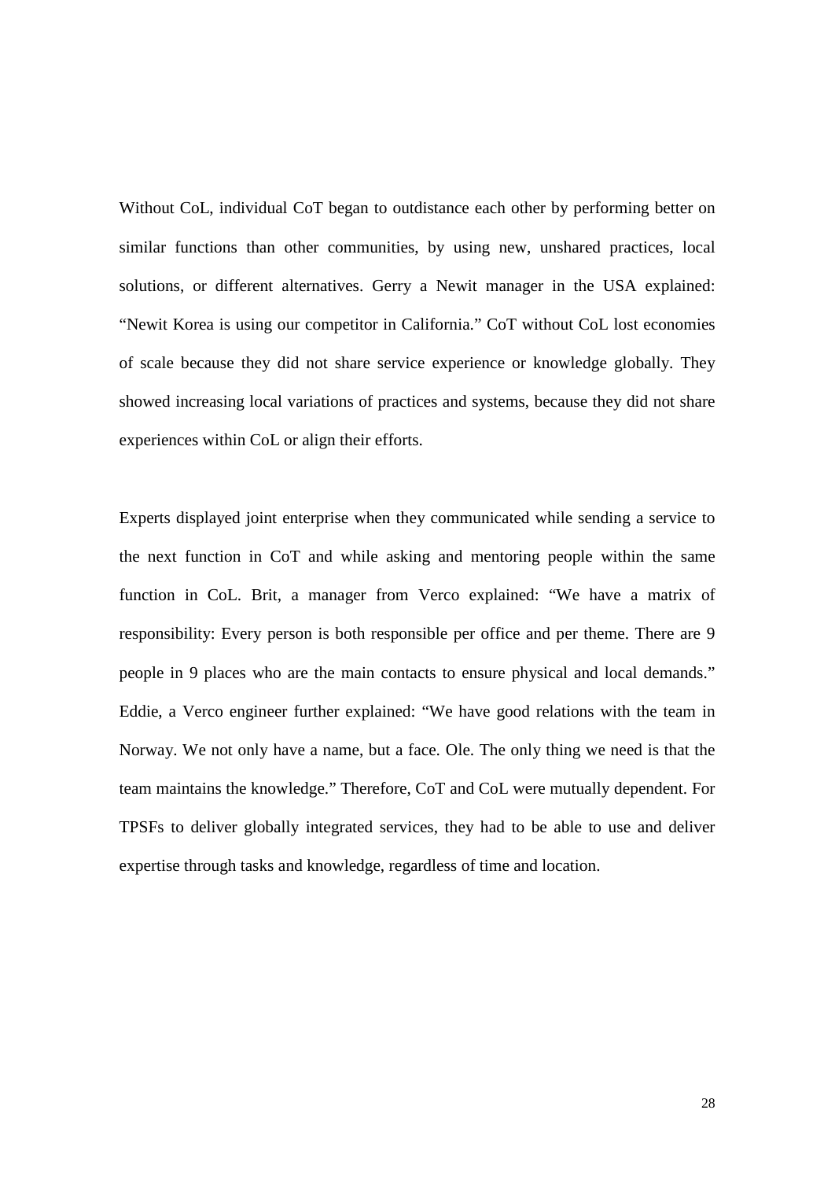Without CoL, individual CoT began to outdistance each other by performing better on similar functions than other communities, by using new, unshared practices, local solutions, or different alternatives. Gerry a Newit manager in the USA explained: "Newit Korea is using our competitor in California." CoT without CoL lost economies of scale because they did not share service experience or knowledge globally. They showed increasing local variations of practices and systems, because they did not share experiences within CoL or align their efforts.

Experts displayed joint enterprise when they communicated while sending a service to the next function in CoT and while asking and mentoring people within the same function in CoL. Brit, a manager from Verco explained: "We have a matrix of responsibility: Every person is both responsible per office and per theme. There are 9 people in 9 places who are the main contacts to ensure physical and local demands." Eddie, a Verco engineer further explained: "We have good relations with the team in Norway. We not only have a name, but a face. Ole. The only thing we need is that the team maintains the knowledge." Therefore, CoT and CoL were mutually dependent. For TPSFs to deliver globally integrated services, they had to be able to use and deliver expertise through tasks and knowledge, regardless of time and location.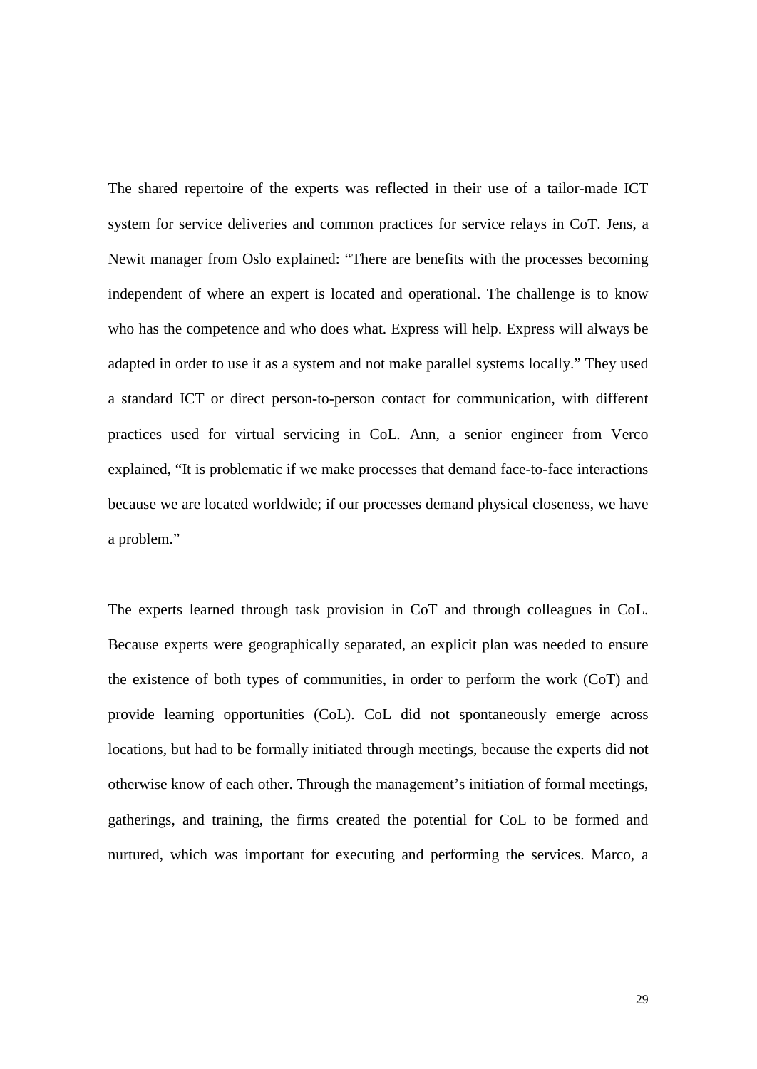The shared repertoire of the experts was reflected in their use of a tailor-made ICT system for service deliveries and common practices for service relays in CoT. Jens, a Newit manager from Oslo explained: "There are benefits with the processes becoming independent of where an expert is located and operational. The challenge is to know who has the competence and who does what. Express will help. Express will always be adapted in order to use it as a system and not make parallel systems locally." They used a standard ICT or direct person-to-person contact for communication, with different practices used for virtual servicing in CoL. Ann, a senior engineer from Verco explained, "It is problematic if we make processes that demand face-to-face interactions because we are located worldwide; if our processes demand physical closeness, we have a problem."

The experts learned through task provision in CoT and through colleagues in CoL. Because experts were geographically separated, an explicit plan was needed to ensure the existence of both types of communities, in order to perform the work (CoT) and provide learning opportunities (CoL). CoL did not spontaneously emerge across locations, but had to be formally initiated through meetings, because the experts did not otherwise know of each other. Through the management's initiation of formal meetings, gatherings, and training, the firms created the potential for CoL to be formed and nurtured, which was important for executing and performing the services. Marco, a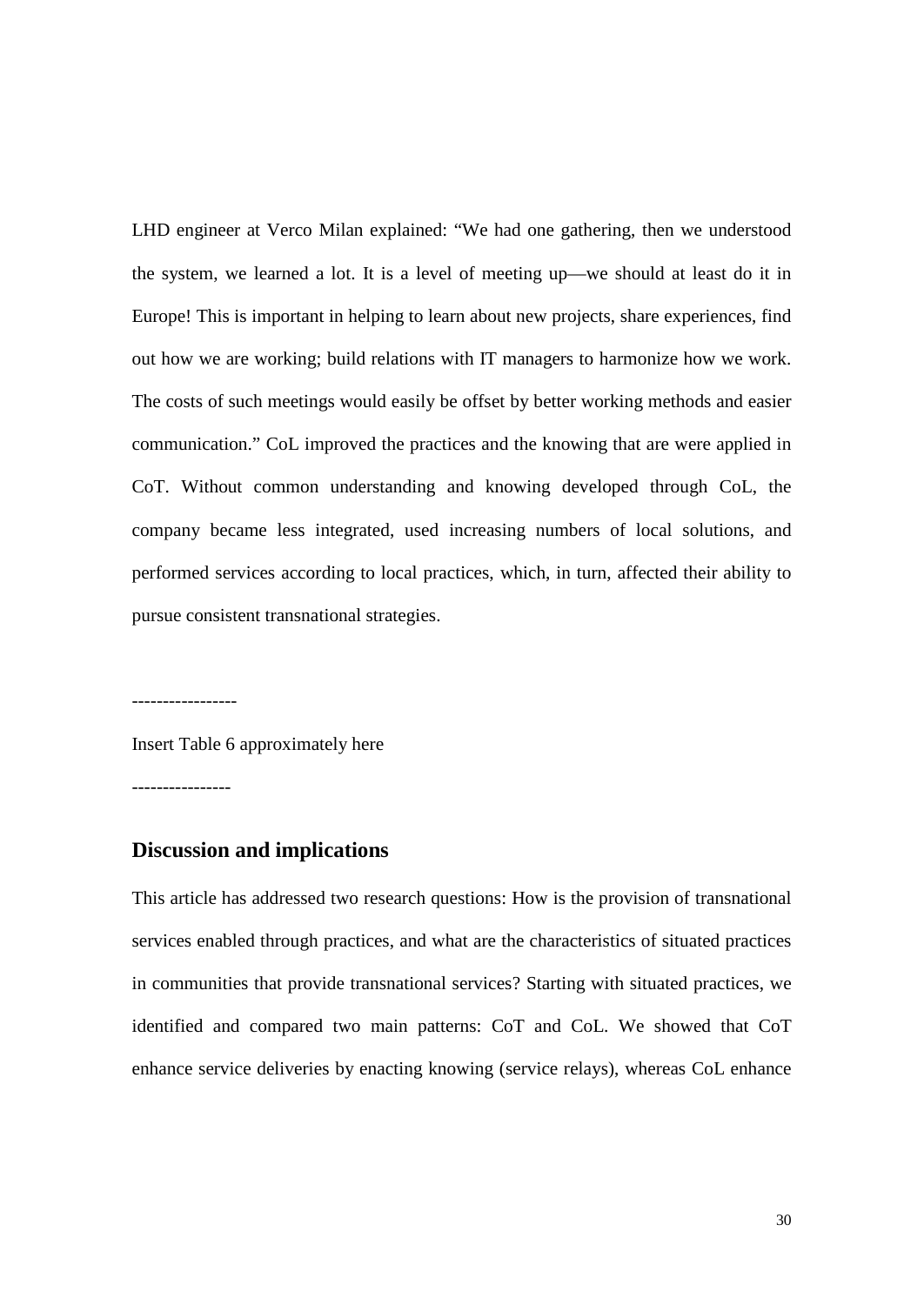LHD engineer at Verco Milan explained: "We had one gathering, then we understood the system, we learned a lot. It is a level of meeting up—we should at least do it in Europe! This is important in helping to learn about new projects, share experiences, find out how we are working; build relations with IT managers to harmonize how we work. The costs of such meetings would easily be offset by better working methods and easier communication." CoL improved the practices and the knowing that are were applied in CoT. Without common understanding and knowing developed through CoL, the company became less integrated, used increasing numbers of local solutions, and performed services according to local practices, which, in turn, affected their ability to pursue consistent transnational strategies.

-----------------

Insert Table 6 approximately here

----------------

## Discussion and implications

This article has addressed two research questions: How is the provision of transnational services enabled through practices, and what are the characteristics of situated practices in communities that provide transnational services? Starting with situated practices, we identified and compared two main patterns: CoT and CoL. We showed that CoT enhance service deliveries by enacting knowing (service relays), whereas CoL enhance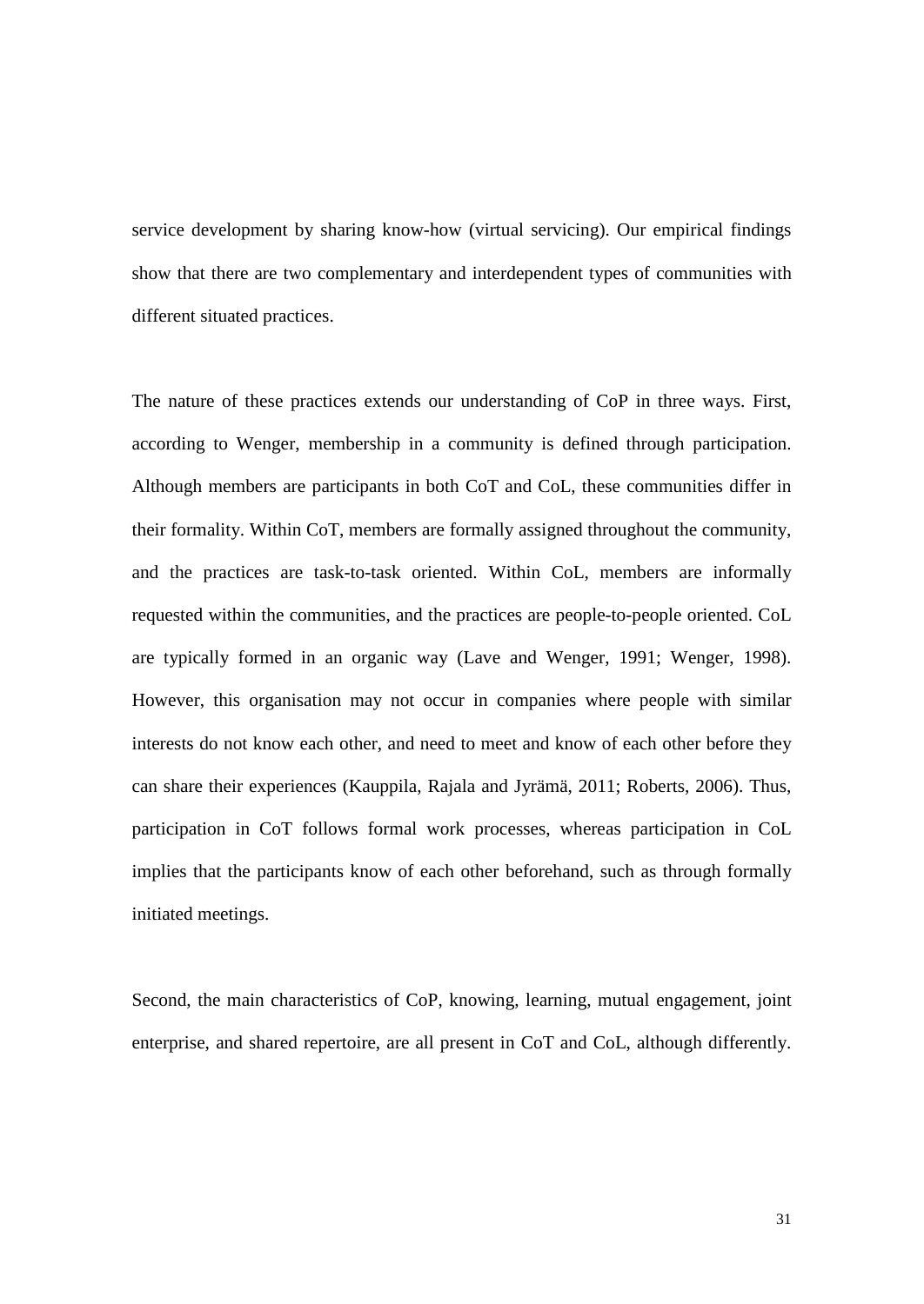service development by sharing know-how (virtual servicing). Our empirical findings show that there are two complementary and interdependent types of communities with different situated practices.

The nature of these practices extends our understanding of CoP in three ways. First, according to Wenger, membership in a community is defined through participation. Although members are participants in both CoT and CoL, these communities differ in their formality. Within CoT, members are formally assigned throughout the community, and the practices are task-to-task oriented. Within CoL, members are informally requested within the communities, and the practices are people-to-people oriented. CoL are typically formed in an organic way (Lave and Wenger, 1991; Wenger, 1998). However, this organisation may not occur in companies where people with similar interests do not know each other, and need to meet and know of each other before they can share their experiences (Kauppila, Rajala and Jyrämä, 2011; Roberts, 2006). Thus, participation in CoT follows formal work processes, whereas participation in CoL implies that the participants know of each other beforehand, such as through formally initiated meetings.

Second, the main characteristics of CoP, knowing, learning, mutual engagement, joint enterprise, and shared repertoire, are all present in CoT and CoL, although differently.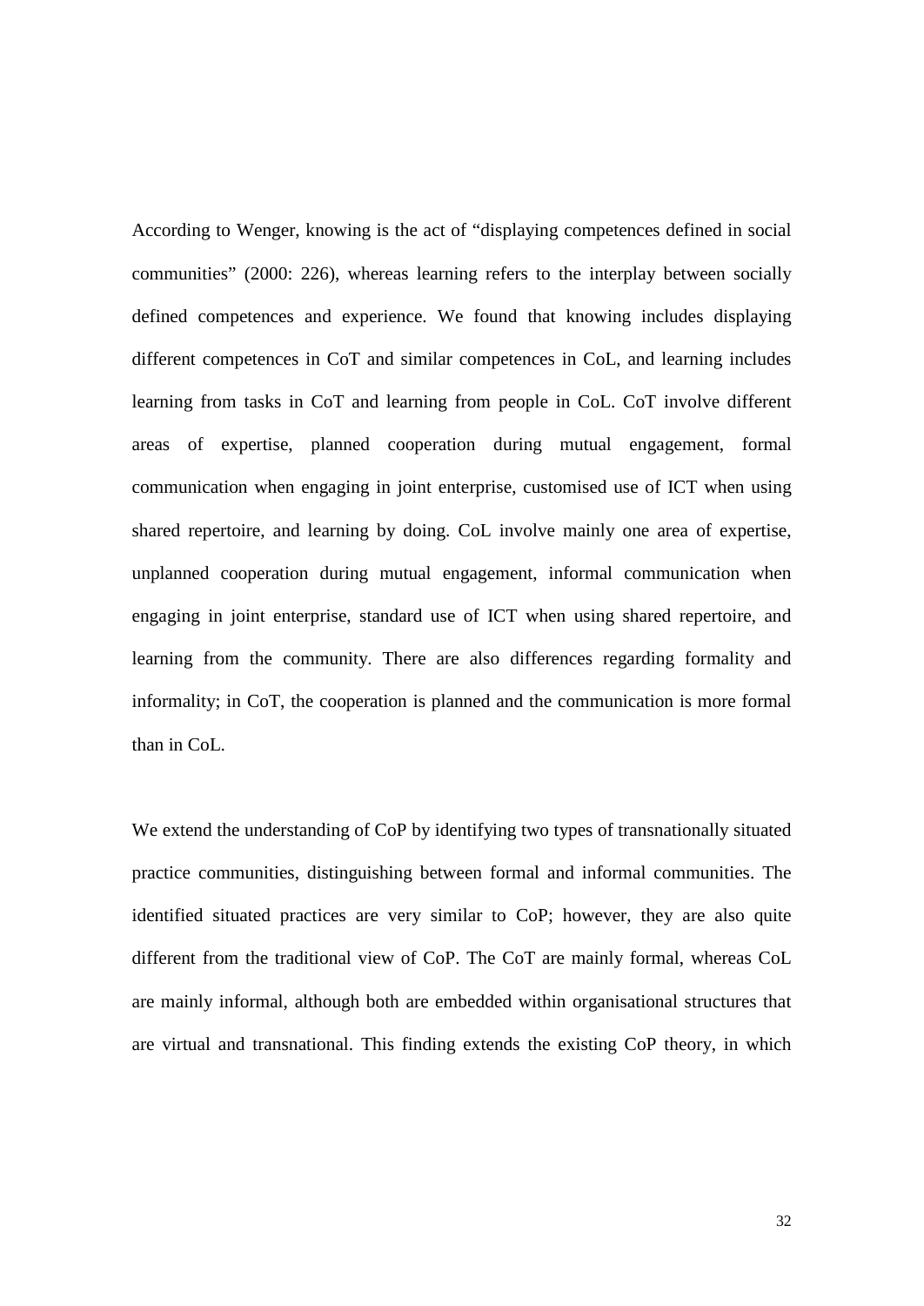According to Wenger, knowing is the act of "displaying competences defined in social communities" (2000: 226), whereas learning refers to the interplay between socially defined competences and experience. We found that knowing includes displaying different competences in CoT and similar competences in CoL, and learning includes learning from tasks in CoT and learning from people in CoL. CoT involve different areas of expertise, planned cooperation during mutual engagement, formal communication when engaging in joint enterprise, customised use of ICT when using shared repertoire, and learning by doing. CoL involve mainly one area of expertise, unplanned cooperation during mutual engagement, informal communication when engaging in joint enterprise, standard use of ICT when using shared repertoire, and learning from the community. There are also differences regarding formality and informality; in CoT, the cooperation is planned and the communication is more formal than in CoL.

We extend the understanding of CoP by identifying two types of transnationally situated practice communities, distinguishing between formal and informal communities. The identified situated practices are very similar to CoP; however, they are also quite different from the traditional view of CoP. The CoT are mainly formal, whereas CoL are mainly informal, although both are embedded within organisational structures that are virtual and transnational. This finding extends the existing CoP theory, in which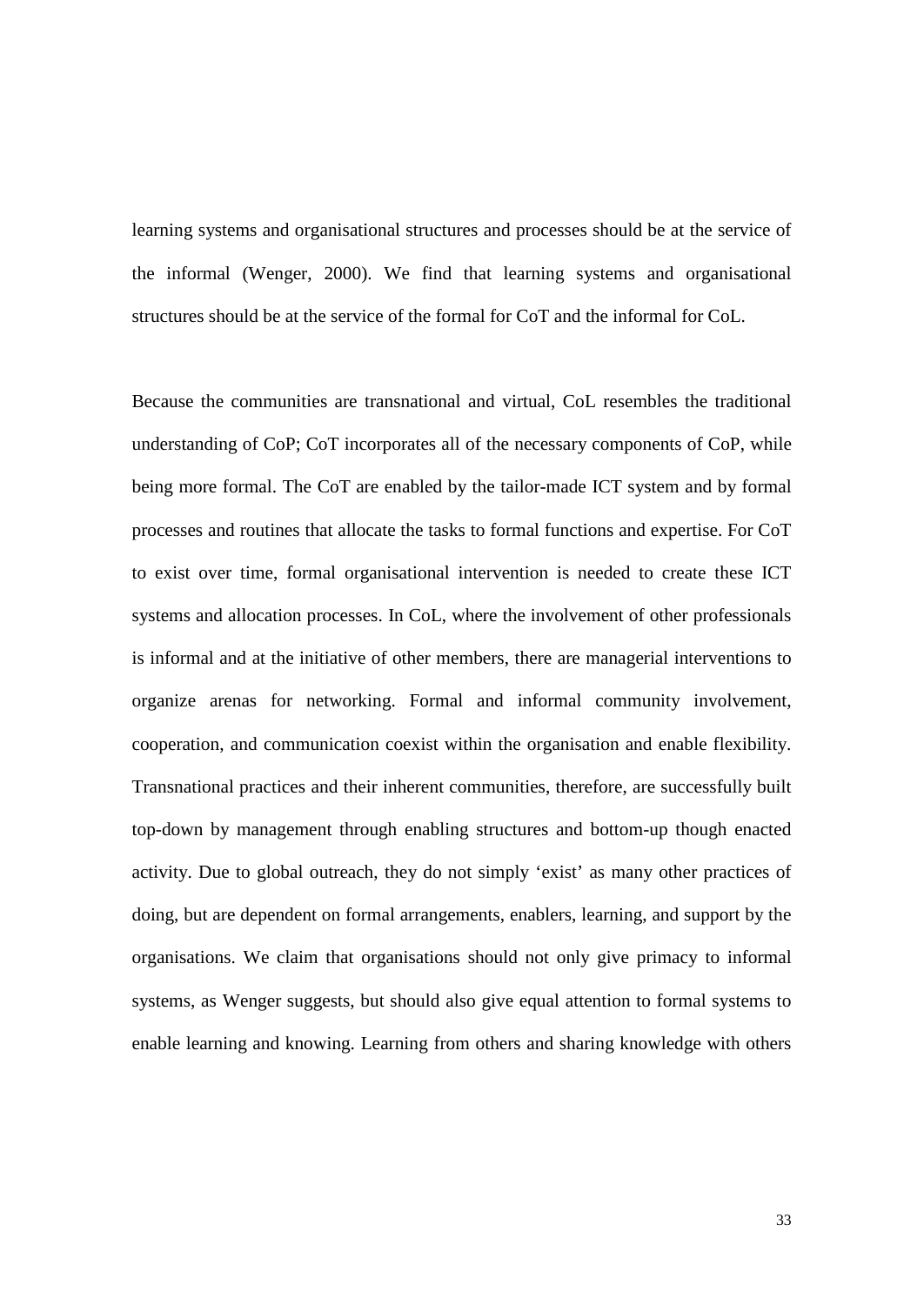learning systems and organisational structures and processes should be at the service of the informal (Wenger, 2000). We find that learning systems and organisational structures should be at the service of the formal for CoT and the informal for CoL.

Because the communities are transnational and virtual, CoL resembles the traditional understanding of CoP; CoT incorporates all of the necessary components of CoP, while being more formal. The CoT are enabled by the tailor-made ICT system and by formal processes and routines that allocate the tasks to formal functions and expertise. For CoT to exist over time, formal organisational intervention is needed to create these ICT systems and allocation processes. In CoL, where the involvement of other professionals is informal and at the initiative of other members, there are managerial interventions to organize arenas for networking. Formal and informal community involvement, cooperation, and communication coexist within the organisation and enable flexibility. Transnational practices and their inherent communities, therefore, are successfully built top-down by management through enabling structures and bottom-up though enacted activity. Due to global outreach, they do not simply 'exist' as many other practices of doing, but are dependent on formal arrangements, enablers, learning, and support by the organisations. We claim that organisations should not only give primacy to informal systems, as Wenger suggests, but should also give equal attention to formal systems to enable learning and knowing. Learning from others and sharing knowledge with others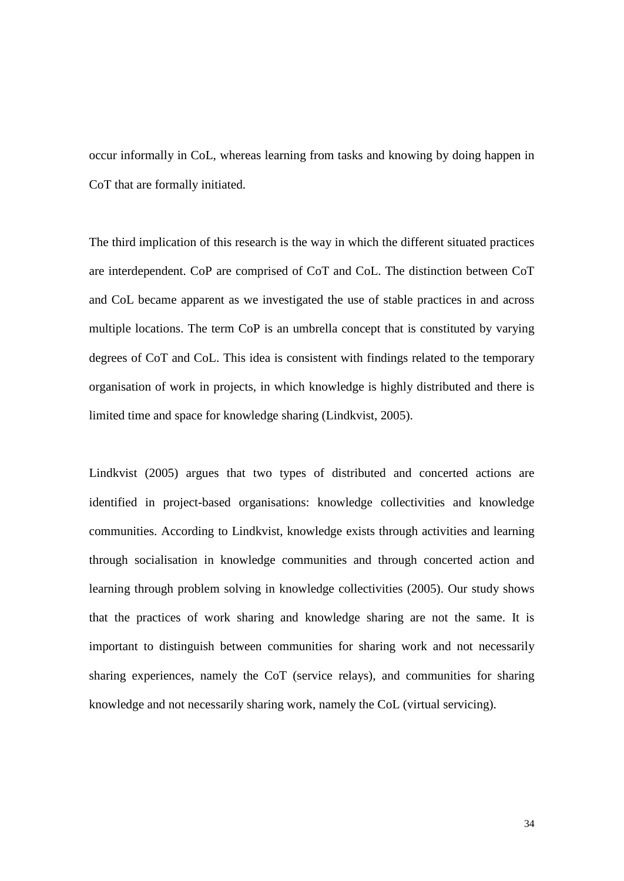occur informally in CoL, whereas learning from tasks and knowing by doing happen in CoT that are formally initiated.

The third implication of this research is the way in which the different situated practices are interdependent. CoP are comprised of CoT and CoL. The distinction between CoT and CoL became apparent as we investigated the use of stable practices in and across multiple locations. The term CoP is an umbrella concept that is constituted by varying degrees of CoT and CoL. This idea is consistent with findings related to the temporary organisation of work in projects, in which knowledge is highly distributed and there is limited time and space for knowledge sharing (Lindkvist, 2005).

Lindkvist (2005) argues that two types of distributed and concerted actions are identified in project-based organisations: knowledge collectivities and knowledge communities. According to Lindkvist, knowledge exists through activities and learning through socialisation in knowledge communities and through concerted action and learning through problem solving in knowledge collectivities (2005). Our study shows that the practices of work sharing and knowledge sharing are not the same. It is important to distinguish between communities for sharing work and not necessarily sharing experiences, namely the CoT (service relays), and communities for sharing knowledge and not necessarily sharing work, namely the CoL (virtual servicing).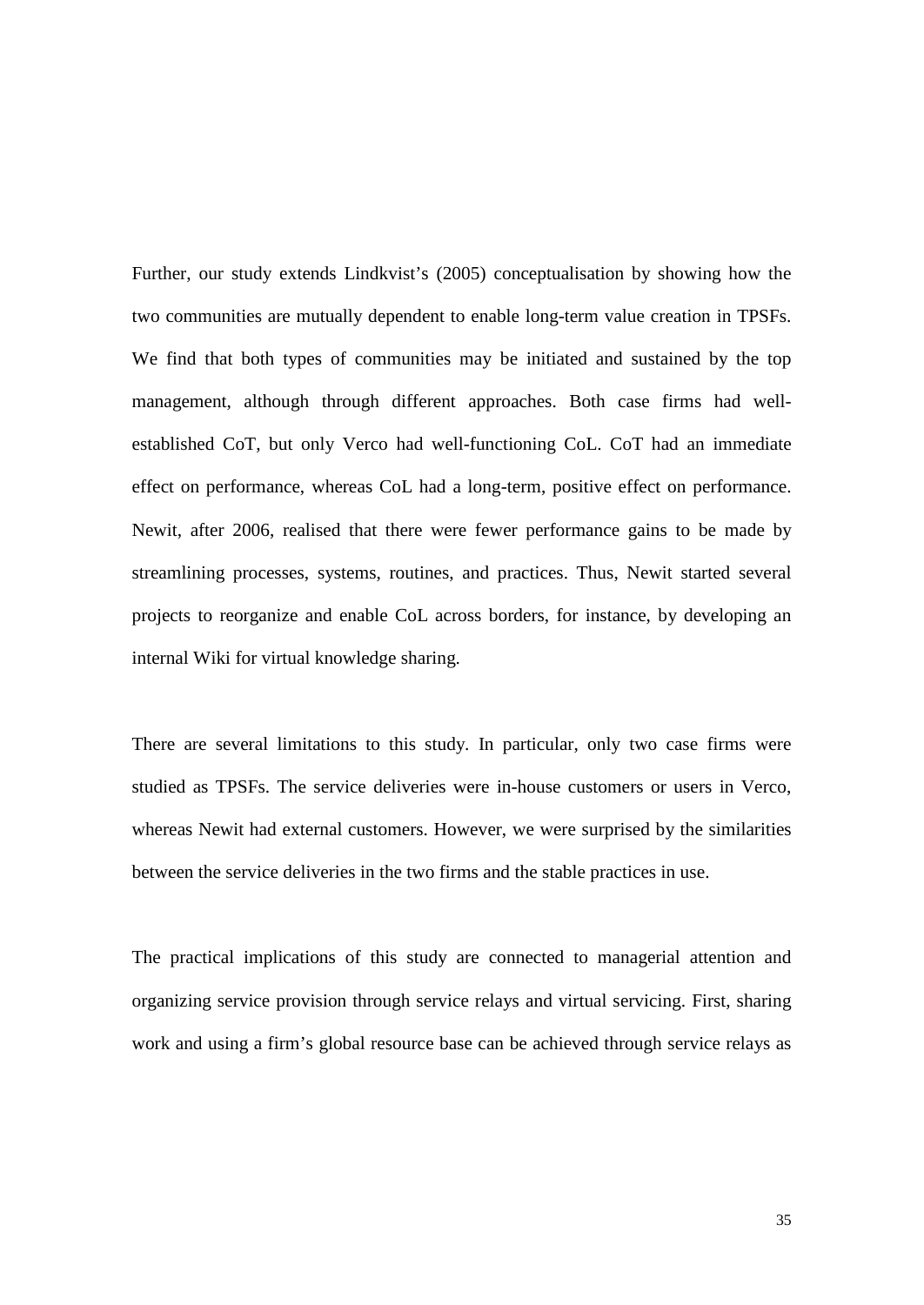Further, our study extends Lindkvist's (2005) conceptualisation by showing how the two communities are mutually dependent to enable long-term value creation in TPSFs. We find that both types of communities may be initiated and sustained by the top management, although through different approaches. Both case firms had well-established CoT, but only Verco had well-functioning CoL. CoT had an immediate effect on performance, whereas CoL had a long-term, positive effect on performance. Newit, after 2006, realised that there were fewer performance gains to be made by streamlining processes, systems, routines, and practices. Thus, Newit started several projects to reorganize and enable CoL across borders, for instance, by developing an internal Wiki for virtual knowledge sharing.

There are several limitations to this study. In particular, only two case firms were studied as TPSFs. The service deliveries were in-house customers or users in Verco, whereas Newit had external customers. However, we were surprised by the similarities between the service deliveries in the two firms and the stable practices in use.

The practical implications of this study are connected to managerial attention and organizing service provision through service relays and virtual servicing. First, sharing work and using a firm's global resource base can be achieved through service relays as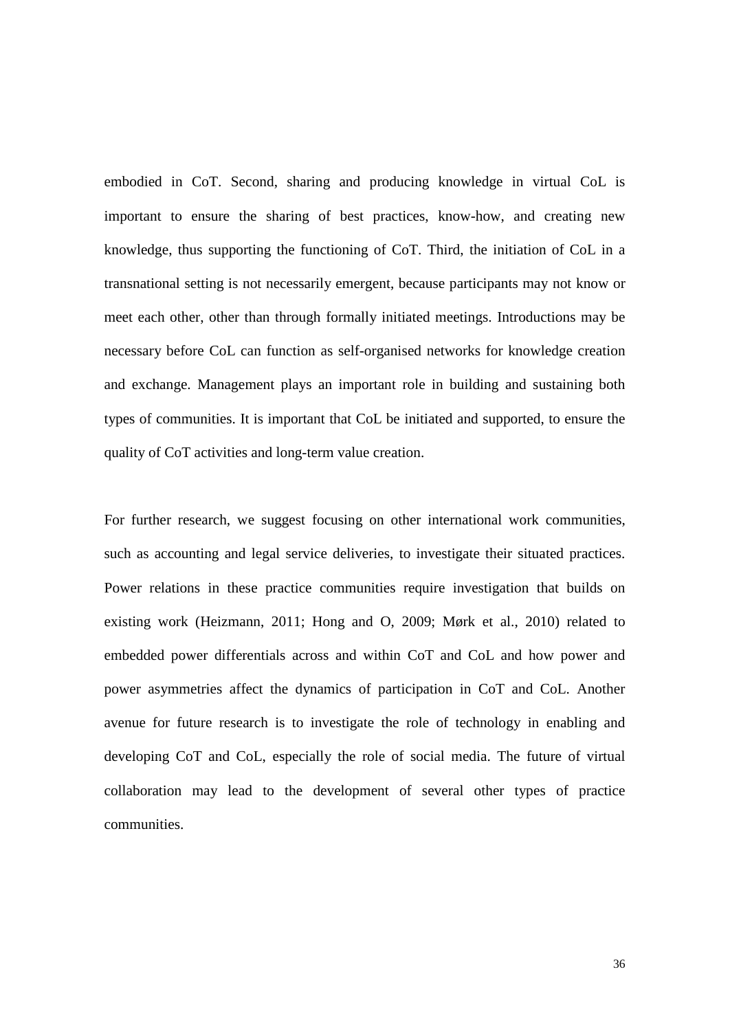embodied in CoT. Second, sharing and producing knowledge in virtual CoL is important to ensure the sharing of best practices, know-how, and creating new knowledge, thus supporting the functioning of CoT. Third, the initiation of CoL in a transnational setting is not necessarily emergent, because participants may not know or meet each other, other than through formally initiated meetings. Introductions may be necessary before CoL can function as self-organised networks for knowledge creation and exchange. Management plays an important role in building and sustaining both types of communities. It is important that CoL be initiated and supported, to ensure the quality of CoT activities and long-term value creation.

For further research, we suggest focusing on other international work communities, such as accounting and legal service deliveries, to investigate their situated practices. Power relations in these practice communities require investigation that builds on existing work (Heizmann, 2011; Hong and O, 2009; Mørk et al., 2010) related to embedded power differentials across and within CoT and CoL and how power and power asymmetries affect the dynamics of participation in CoT and CoL. Another avenue for future research is to investigate the role of technology in enabling and developing CoT and CoL, especially the role of social media. The future of virtual collaboration may lead to the development of several other types of practice communities.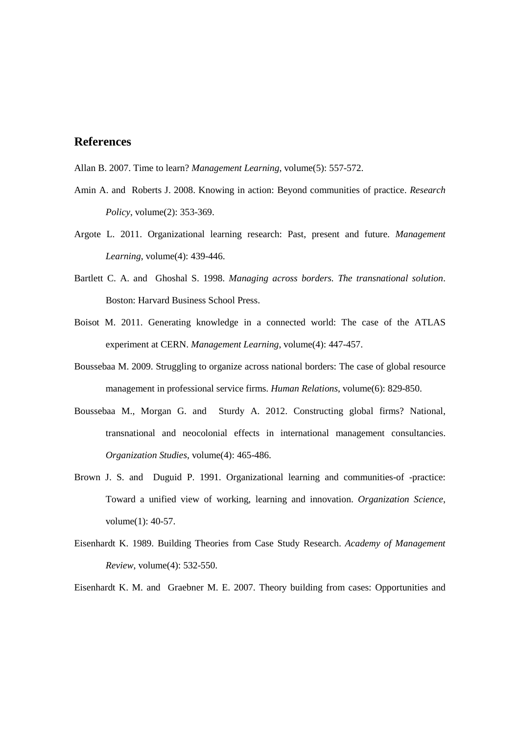## References

Allan B. 2007. Time to learn? *Management Learning*, volume(5): 557-572.

Amin A. and Roberts J. 2008. Knowing in action: Beyond communities of practice. *Research Policy*, volume(2): 353-369.

Argote L. 2011. Organizational learning research: Past, present and future. *Management Learning*, volume(4): 439-446.

Bartlett C. A. and Ghoshal S. 1998. *Managing across borders. The transnational solution*. Boston: Harvard Business School Press.

Boisot M. 2011. Generating knowledge in a connected world: The case of the ATLAS experiment at CERN. *Management Learning*, volume(4): 447-457.

Boussebaa M. 2009. Struggling to organize across national borders: The case of global resource management in professional service firms. *Human Relations*, volume(6): 829-850.

Boussebaa M., Morgan G. and Sturdy A. 2012. Constructing global firms? National, transnational and neocolonial effects in international management consultancies. *Organization Studies*, volume(4): 465-486.

Brown J. S. and Duguid P. 1991. Organizational learning and communities-of -practice: Toward a unified view of working, learning and innovation. *Organization Science*, volume(1): 40-57.

Eisenhardt K. 1989. Building Theories from Case Study Research. *Academy of Management Review*, volume(4): 532-550.

Eisenhardt K. M. and Graebner M. E. 2007. Theory building from cases: Opportunities and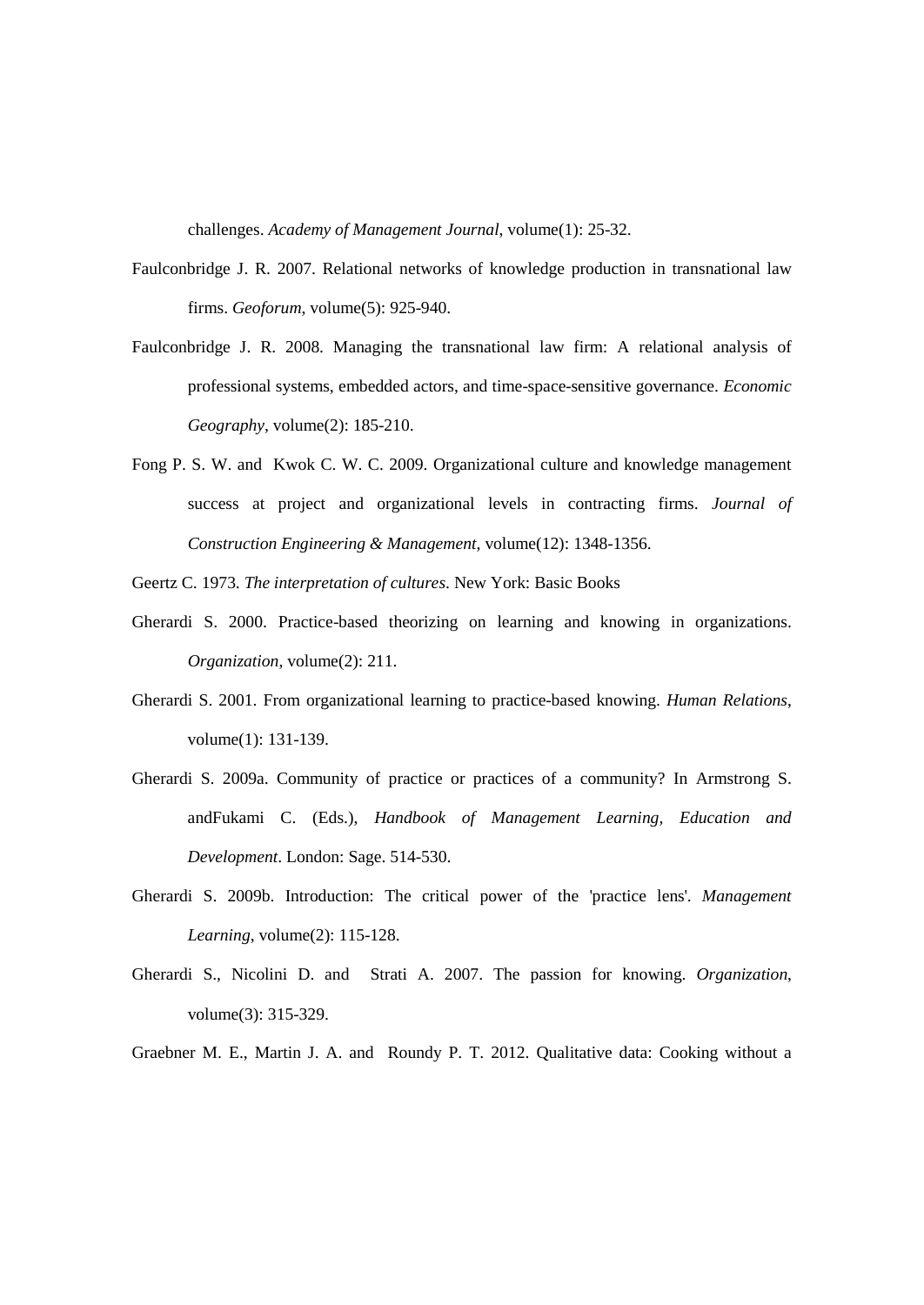challenges. *Academy of Management Journal*, volume(1): 25-32.

Faulconbridge J. R. 2007. Relational networks of knowledge production in transnational law firms. *Geoforum*, volume(5): 925-940.

Faulconbridge J. R. 2008. Managing the transnational law firm: A relational analysis of professional systems, embedded actors, and time-space-sensitive governance. *Economic Geography*, volume(2): 185-210.

Fong P. S. W. and Kwok C. W. C. 2009. Organizational culture and knowledge management success at project and organizational levels in contracting firms. *Journal of Construction Engineering & Management*, volume(12): 1348-1356.

Geertz C. 1973. *The interpretation of cultures*. New York: Basic Books

Gherardi S. 2000. Practice-based theorizing on learning and knowing in organizations. *Organization*, volume(2): 211.

Gherardi S. 2001. From organizational learning to practice-based knowing. *Human Relations*, volume(1): 131-139.

Gherardi S. 2009a. Community of practice or practices of a community? In Armstrong S. andFukami C. (Eds.), *Handbook of Management Learning, Education and Development*. London: Sage. 514-530.

Gherardi S. 2009b. Introduction: The critical power of the 'practice lens'. *Management Learning*, volume(2): 115-128.

Gherardi S., Nicolini D. and Strati A. 2007. The passion for knowing. *Organization*, volume(3): 315-329.

Graebner M. E., Martin J. A. and Roundy P. T. 2012. Qualitative data: Cooking without a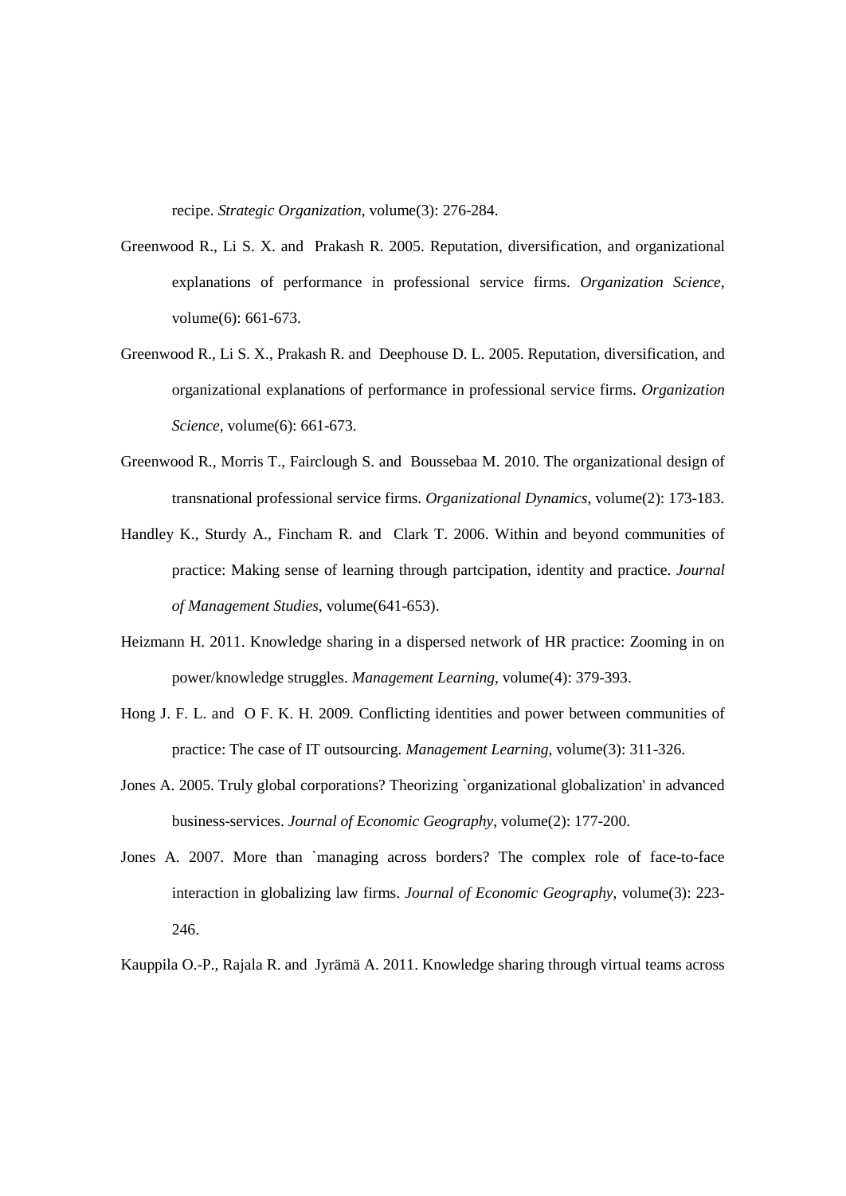recipe. *Strategic Organization*, volume(3): 276-284.

Greenwood R., Li S. X. and Prakash R. 2005. Reputation, diversification, and organizational explanations of performance in professional service firms. *Organization Science*, volume(6): 661-673.

Greenwood R., Li S. X., Prakash R. and Deephouse D. L. 2005. Reputation, diversification, and organizational explanations of performance in professional service firms. *Organization Science*, volume(6): 661-673.

Greenwood R., Morris T., Fairclough S. and Boussebaa M. 2010. The organizational design of transnational professional service firms. *Organizational Dynamics*, volume(2): 173-183.

Handley K., Sturdy A., Fincham R. and Clark T. 2006. Within and beyond communities of practice: Making sense of learning through partcipation, identity and practice. *Journal of Management Studies*, volume(641-653).

Heizmann H. 2011. Knowledge sharing in a dispersed network of HR practice: Zooming in on power/knowledge struggles. *Management Learning*, volume(4): 379-393.

Hong J. F. L. and O F. K. H. 2009. Conflicting identities and power between communities of practice: The case of IT outsourcing. *Management Learning*, volume(3): 311-326.

Jones A. 2005. Truly global corporations? Theorizing `organizational globalization' in advanced business-services. *Journal of Economic Geography*, volume(2): 177-200.

Jones A. 2007. More than `managing across borders? The complex role of face-to-face interaction in globalizing law firms. *Journal of Economic Geography*, volume(3): 223-246.

Kauppila O.-P., Rajala R. and Jyrämä A. 2011. Knowledge sharing through virtual teams across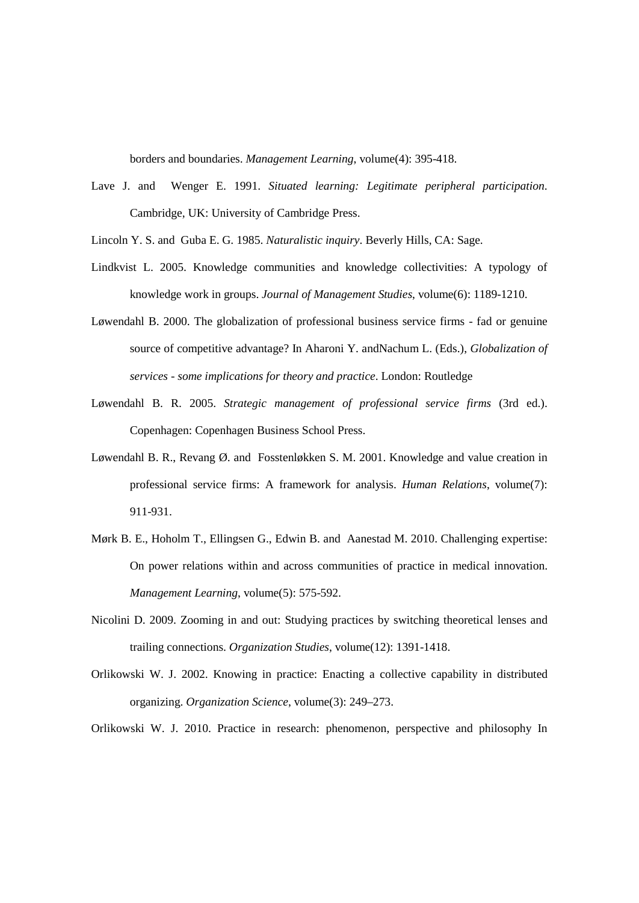borders and boundaries. *Management Learning*, volume(4): 395-418.

Lave J. and Wenger E. 1991. *Situated learning: Legitimate peripheral participation*. Cambridge, UK: University of Cambridge Press.

Lincoln Y. S. and Guba E. G. 1985. *Naturalistic inquiry*. Beverly Hills, CA: Sage.

Lindkvist L. 2005. Knowledge communities and knowledge collectivities: A typology of knowledge work in groups. *Journal of Management Studies*, volume(6): 1189-1210.

Løwendahl B. 2000. The globalization of professional business service firms - fad or genuine source of competitive advantage? In Aharoni Y. andNachum L. (Eds.), *Globalization of services - some implications for theory and practice*. London: Routledge

Løwendahl B. R. 2005. *Strategic management of professional service firms* (3rd ed.). Copenhagen: Copenhagen Business School Press.

Løwendahl B. R., Revang Ø. and Fosstenløkken S. M. 2001. Knowledge and value creation in professional service firms: A framework for analysis. *Human Relations*, volume(7): 911-931.

Mørk B. E., Hoholm T., Ellingsen G., Edwin B. and Aanestad M. 2010. Challenging expertise: On power relations within and across communities of practice in medical innovation. *Management Learning*, volume(5): 575-592.

Nicolini D. 2009. Zooming in and out: Studying practices by switching theoretical lenses and trailing connections. *Organization Studies*, volume(12): 1391-1418.

Orlikowski W. J. 2002. Knowing in practice: Enacting a collective capability in distributed organizing. *Organization Science*, volume(3): 249–273.

Orlikowski W. J. 2010. Practice in research: phenomenon, perspective and philosophy In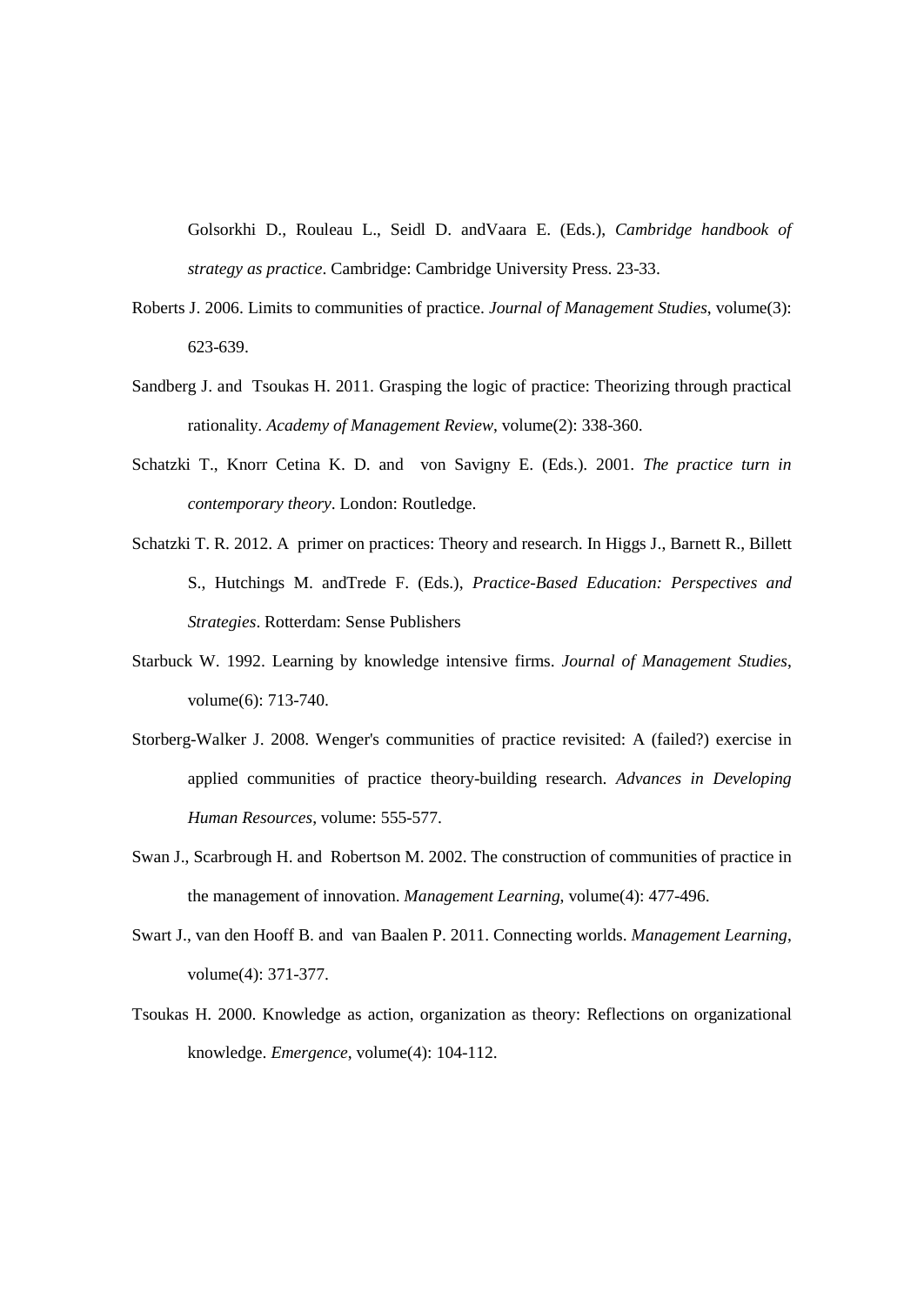Golsorkhi D., Rouleau L., Seidl D. andVaara E. (Eds.), *Cambridge handbook of strategy as practice*. Cambridge: Cambridge University Press. 23-33.

Roberts J. 2006. Limits to communities of practice. *Journal of Management Studies*, volume(3): 623-639.

Sandberg J. and Tsoukas H. 2011. Grasping the logic of practice: Theorizing through practical rationality. *Academy of Management Review*, volume(2): 338-360.

Schatzki T., Knorr Cetina K. D. and von Savigny E. (Eds.). 2001. *The practice turn in contemporary theory*. London: Routledge.

Schatzki T. R. 2012. A primer on practices: Theory and research. In Higgs J., Barnett R., Billett S., Hutchings M. andTrede F. (Eds.), *Practice-Based Education: Perspectives and Strategies*. Rotterdam: Sense Publishers

Starbuck W. 1992. Learning by knowledge intensive firms. *Journal of Management Studies*, volume(6): 713-740.

Storberg-Walker J. 2008. Wenger's communities of practice revisited: A (failed?) exercise in applied communities of practice theory-building research. *Advances in Developing Human Resources*, volume: 555-577.

Swan J., Scarbrough H. and Robertson M. 2002. The construction of communities of practice in the management of innovation. *Management Learning*, volume(4): 477-496.

Swart J., van den Hooff B. and van Baalen P. 2011. Connecting worlds. *Management Learning*, volume(4): 371-377.

Tsoukas H. 2000. Knowledge as action, organization as theory: Reflections on organizational knowledge. *Emergence*, volume(4): 104-112.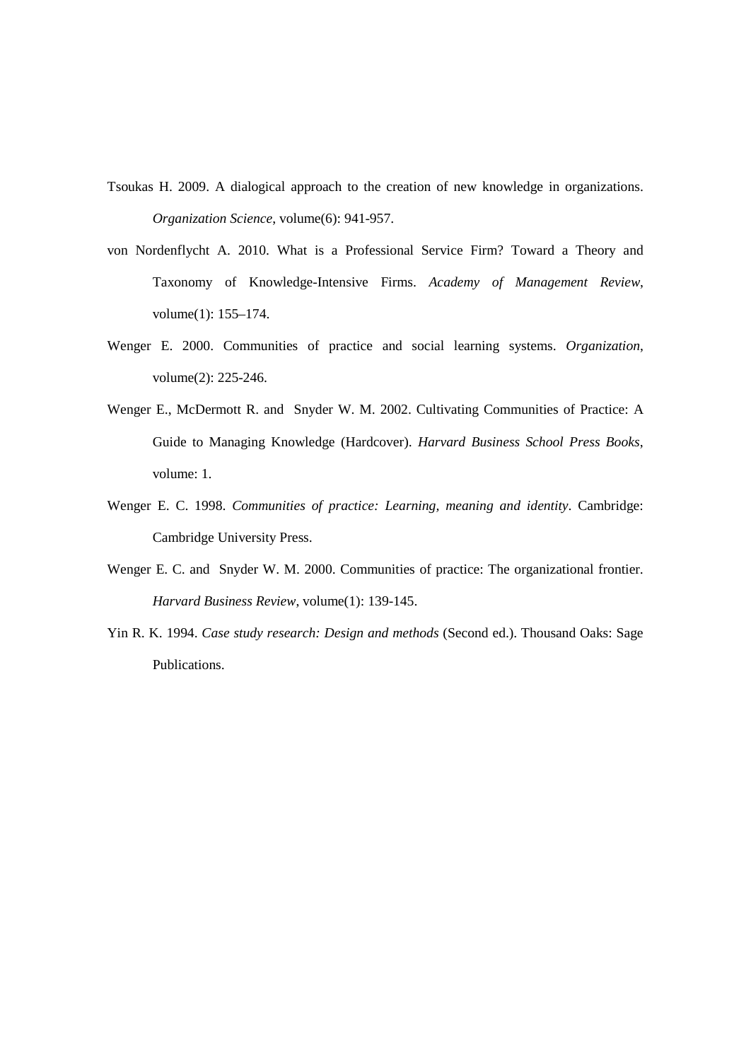Tsoukas H. 2009. A dialogical approach to the creation of new knowledge in organizations. *Organization Science*, volume(6): 941-957.

von Nordenflycht A. 2010. What is a Professional Service Firm? Toward a Theory and Taxonomy of Knowledge-Intensive Firms. *Academy of Management Review*, volume(1): 155–174.

Wenger E. 2000. Communities of practice and social learning systems. *Organization*, volume(2): 225-246.

Wenger E., McDermott R. and Snyder W. M. 2002. Cultivating Communities of Practice: A Guide to Managing Knowledge (Hardcover). *Harvard Business School Press Books*, volume: 1.

Wenger E. C. 1998. *Communities of practice: Learning, meaning and identity*. Cambridge: Cambridge University Press.

Wenger E. C. and Snyder W. M. 2000. Communities of practice: The organizational frontier. *Harvard Business Review*, volume(1): 139-145.

Yin R. K. 1994. *Case study research: Design and methods* (Second ed.). Thousand Oaks: Sage Publications.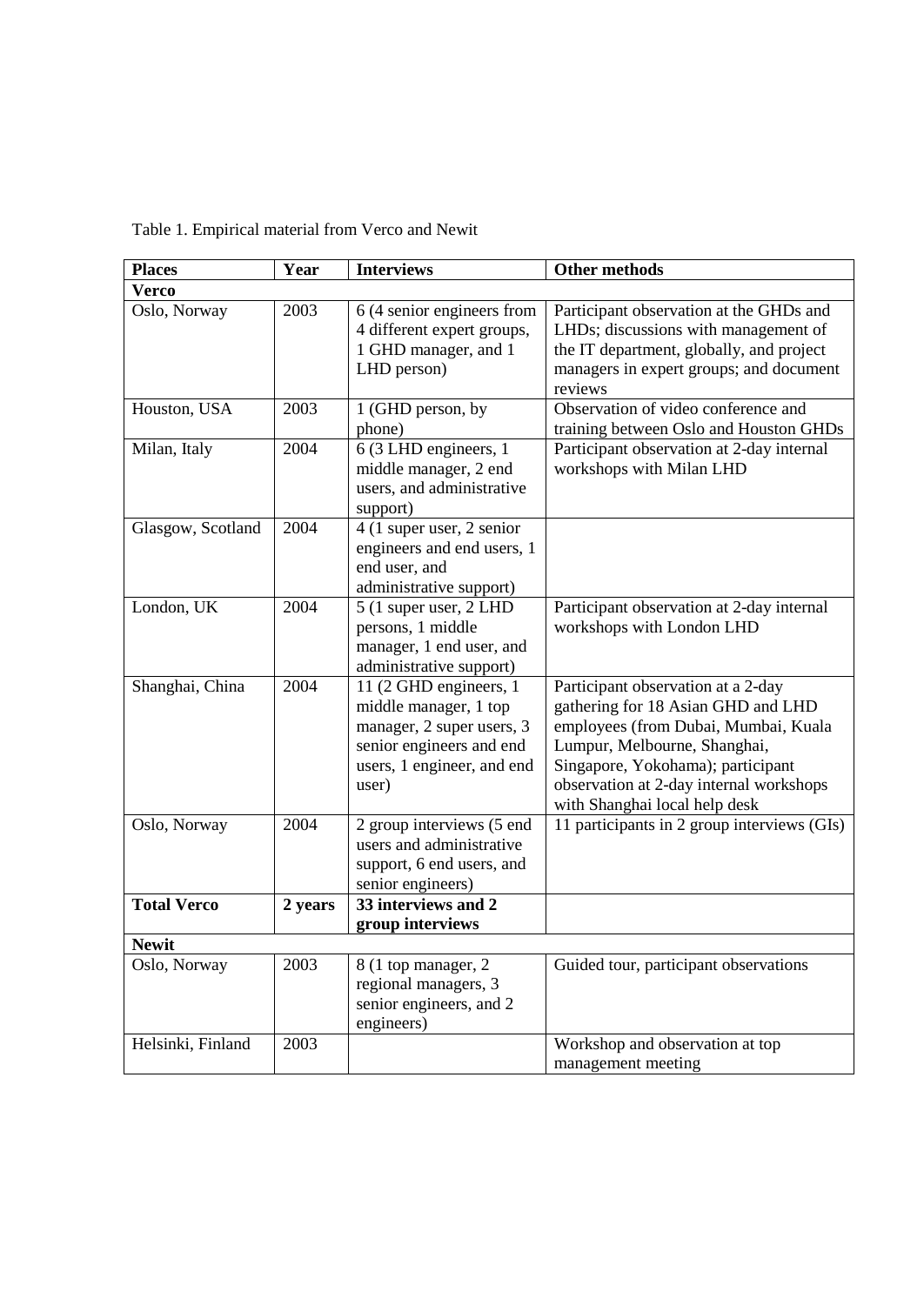Table 1. Empirical material from Verco and Newit

| Places | Year | Interviews | Other methods |
|---|---|---|---|
| **Verco** | | | |
| Oslo, Norway | 2003 | 6 (4 senior engineers from 4 different expert groups, 1 GHD manager, and 1 LHD person) | Participant observation at the GHDs and LHDs; discussions with management of the IT department, globally, and project managers in expert groups; and document reviews |
| Houston, USA | 2003 | 1 (GHD person, by phone) | Observation of video conference and training between Oslo and Houston GHDs |
| Milan, Italy | 2004 | 6 (3 LHD engineers, 1 middle manager, 2 end users, and administrative support) | Participant observation at 2-day internal workshops with Milan LHD |
| Glasgow, Scotland | 2004 | 4 (1 super user, 2 senior engineers and end users, 1 end user, and administrative support) | |
| London, UK | 2004 | 5 (1 super user, 2 LHD persons, 1 middle manager, 1 end user, and administrative support) | Participant observation at 2-day internal workshops with London LHD |
| Shanghai, China | 2004 | 11 (2 GHD engineers, 1 middle manager, 1 top manager, 2 super users, 3 senior engineers and end users, 1 engineer, and end user) | Participant observation at a 2-day gathering for 18 Asian GHD and LHD employees (from Dubai, Mumbai, Kuala Lumpur, Melbourne, Shanghai, Singapore, Yokohama); participant observation at 2-day internal workshops with Shanghai local help desk |
| Oslo, Norway | 2004 | 2 group interviews (5 end users and administrative support, 6 end users, and senior engineers) | 11 participants in 2 group interviews (GIs) |
| **Total Verco** | **2 years** | **33 interviews and 2 group interviews** | |
| **Newit** | | | |
| Oslo, Norway | 2003 | 8 (1 top manager, 2 regional managers, 3 senior engineers, and 2 engineers) | Guided tour, participant observations |
| Helsinki, Finland | 2003 | | Workshop and observation at top management meeting |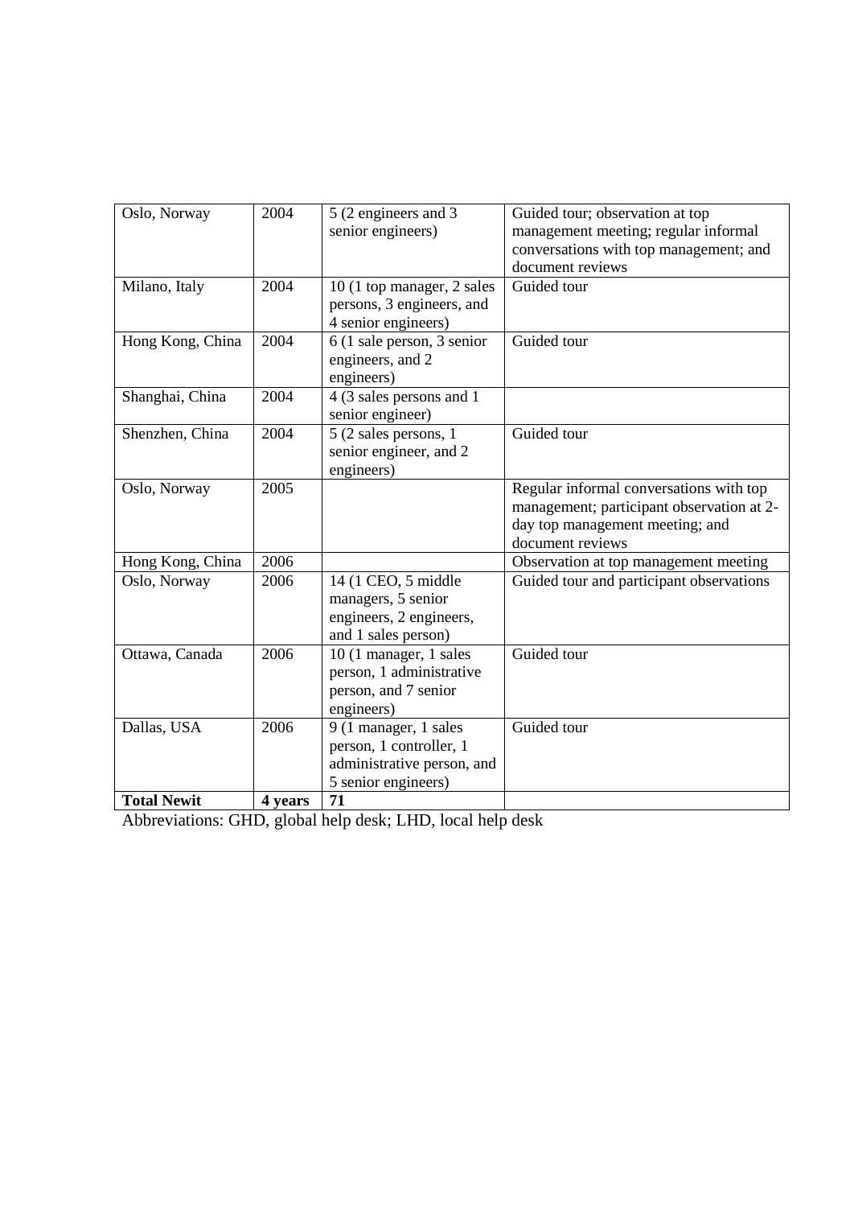| | | | |
|---|---|---|---|
| Oslo, Norway | 2004 | 5 (2 engineers and 3 senior engineers) | Guided tour; observation at top management meeting; regular informal conversations with top management; and document reviews |
| Milano, Italy | 2004 | 10 (1 top manager, 2 sales persons, 3 engineers, and 4 senior engineers) | Guided tour |
| Hong Kong, China | 2004 | 6 (1 sale person, 3 senior engineers, and 2 engineers) | Guided tour |
| Shanghai, China | 2004 | 4 (3 sales persons and 1 senior engineer) | |
| Shenzhen, China | 2004 | 5 (2 sales persons, 1 senior engineer, and 2 engineers) | Guided tour |
| Oslo, Norway | 2005 | | Regular informal conversations with top management; participant observation at 2-day top management meeting; and document reviews |
| Hong Kong, China | 2006 | | Observation at top management meeting |
| Oslo, Norway | 2006 | 14 (1 CEO, 5 middle managers, 5 senior engineers, 2 engineers, and 1 sales person) | Guided tour and participant observations |
| Ottawa, Canada | 2006 | 10 (1 manager, 1 sales person, 1 administrative person, and 7 senior engineers) | Guided tour |
| Dallas, USA | 2006 | 9 (1 manager, 1 sales person, 1 controller, 1 administrative person, and 5 senior engineers) | Guided tour |
| **Total Newit** | **4 years** | **71** | |

Abbreviations: GHD, global help desk; LHD, local help desk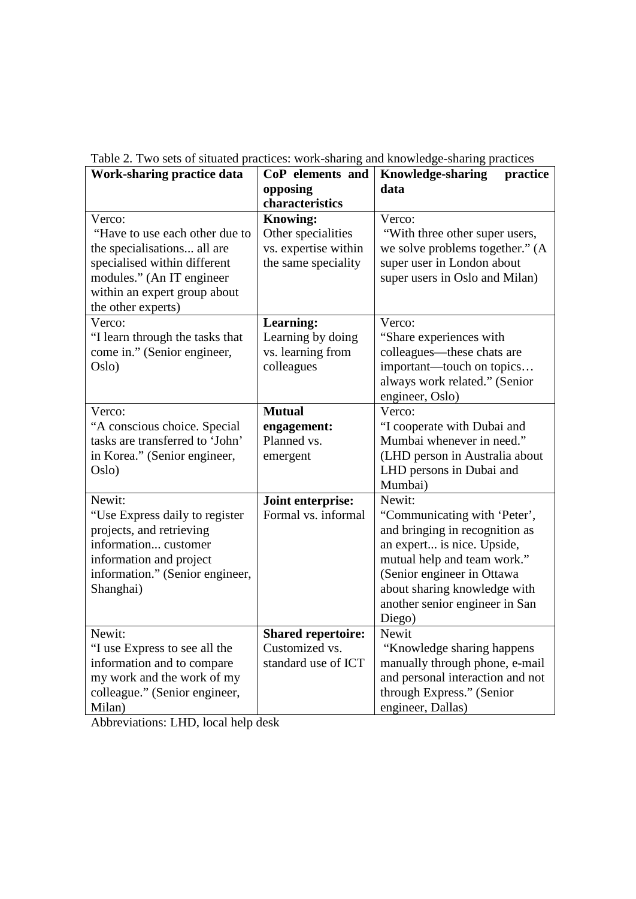Table 2. Two sets of situated practices: work-sharing and knowledge-sharing practices

| Work-sharing practice data | CoP elements and opposing characteristics | Knowledge-sharing practice data |
|---|---|---|
| Verco: "Have to use each other due to the specialisations... all are specialised within different modules." (An IT engineer within an expert group about the other experts) | **Knowing:** Other specialities vs. expertise within the same speciality | Verco: "With three other super users, we solve problems together." (A super user in London about super users in Oslo and Milan) |
| Verco: "I learn through the tasks that come in." (Senior engineer, Oslo) | **Learning:** Learning by doing vs. learning from colleagues | Verco: "Share experiences with colleagues—these chats are important—touch on topics… always work related." (Senior engineer, Oslo) |
| Verco: "A conscious choice. Special tasks are transferred to 'John' in Korea." (Senior engineer, Oslo) | **Mutual engagement:** Planned vs. emergent | Verco: "I cooperate with Dubai and Mumbai whenever in need." (LHD person in Australia about LHD persons in Dubai and Mumbai) |
| Newit: "Use Express daily to register projects, and retrieving information... customer information and project information." (Senior engineer, Shanghai) | **Joint enterprise:** Formal vs. informal | Newit: "Communicating with 'Peter', and bringing in recognition as an expert... is nice. Upside, mutual help and team work." (Senior engineer in Ottawa about sharing knowledge with another senior engineer in San Diego) |
| Newit: "I use Express to see all the information and to compare my work and the work of my colleague." (Senior engineer, Milan) | **Shared repertoire:** Customized vs. standard use of ICT | Newit "Knowledge sharing happens manually through phone, e-mail and personal interaction and not through Express." (Senior engineer, Dallas) |

Abbreviations: LHD, local help desk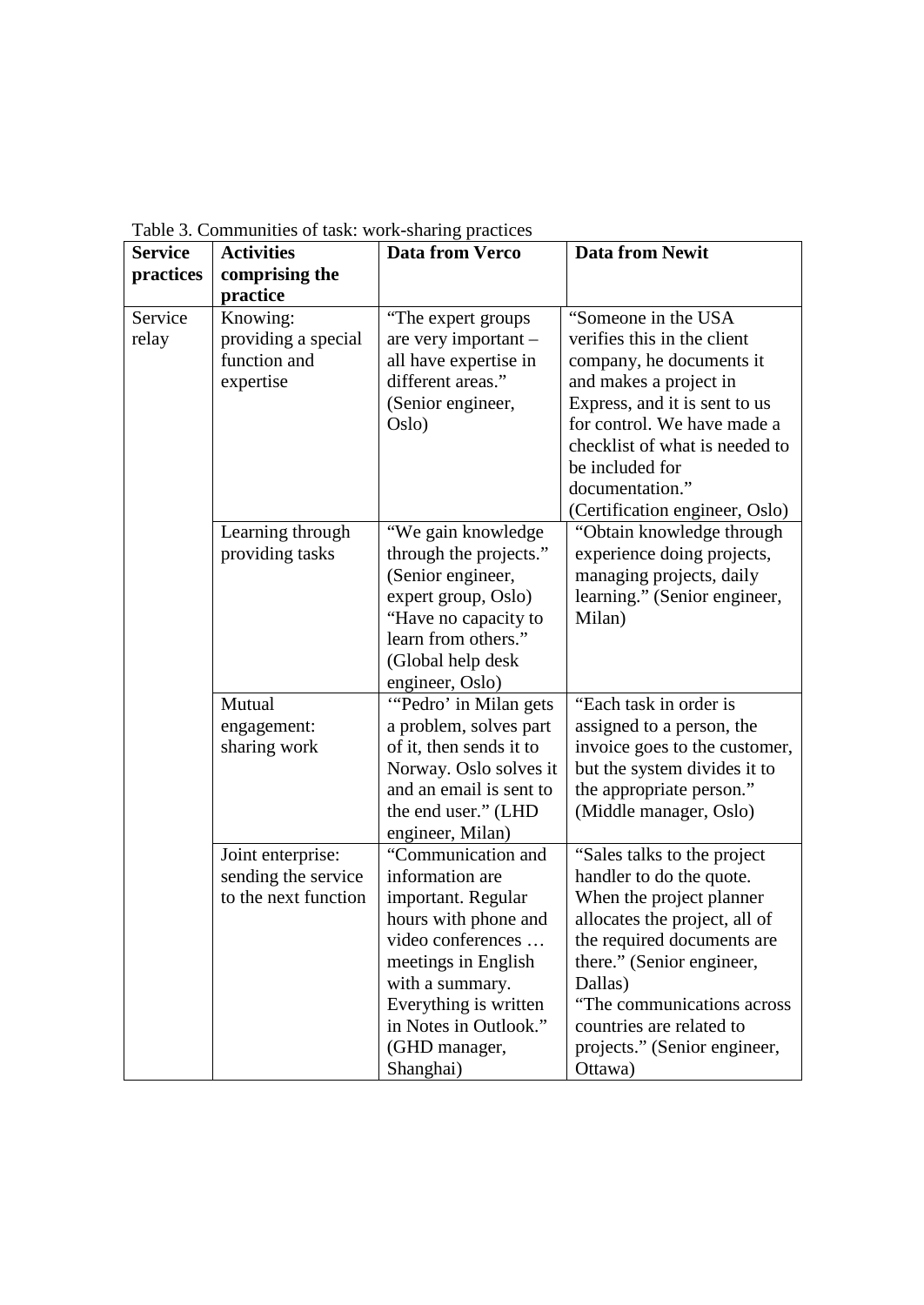Table 3. Communities of task: work-sharing practices

| Service practices | Activities comprising the practice | Data from Verco | Data from Newit |
|---|---|---|---|
| Service relay | Knowing: providing a special function and expertise | "The expert groups are very important – all have expertise in different areas." (Senior engineer, Oslo) | "Someone in the USA verifies this in the client company, he documents it and makes a project in Express, and it is sent to us for control. We have made a checklist of what is needed to be included for documentation." (Certification engineer, Oslo) |
| | Learning through providing tasks | "We gain knowledge through the projects." (Senior engineer, expert group, Oslo) "Have no capacity to learn from others." (Global help desk engineer, Oslo) | "Obtain knowledge through experience doing projects, managing projects, daily learning." (Senior engineer, Milan) |
| | Mutual engagement: sharing work | '"Pedro' in Milan gets a problem, solves part of it, then sends it to Norway. Oslo solves it and an email is sent to the end user." (LHD engineer, Milan) | "Each task in order is assigned to a person, the invoice goes to the customer, but the system divides it to the appropriate person." (Middle manager, Oslo) |
| | Joint enterprise: sending the service to the next function | "Communication and information are important. Regular hours with phone and video conferences … meetings in English with a summary. Everything is written in Notes in Outlook." (GHD manager, Shanghai) | "Sales talks to the project handler to do the quote. When the project planner allocates the project, all of the required documents are there." (Senior engineer, Dallas) "The communications across countries are related to projects." (Senior engineer, Ottawa) |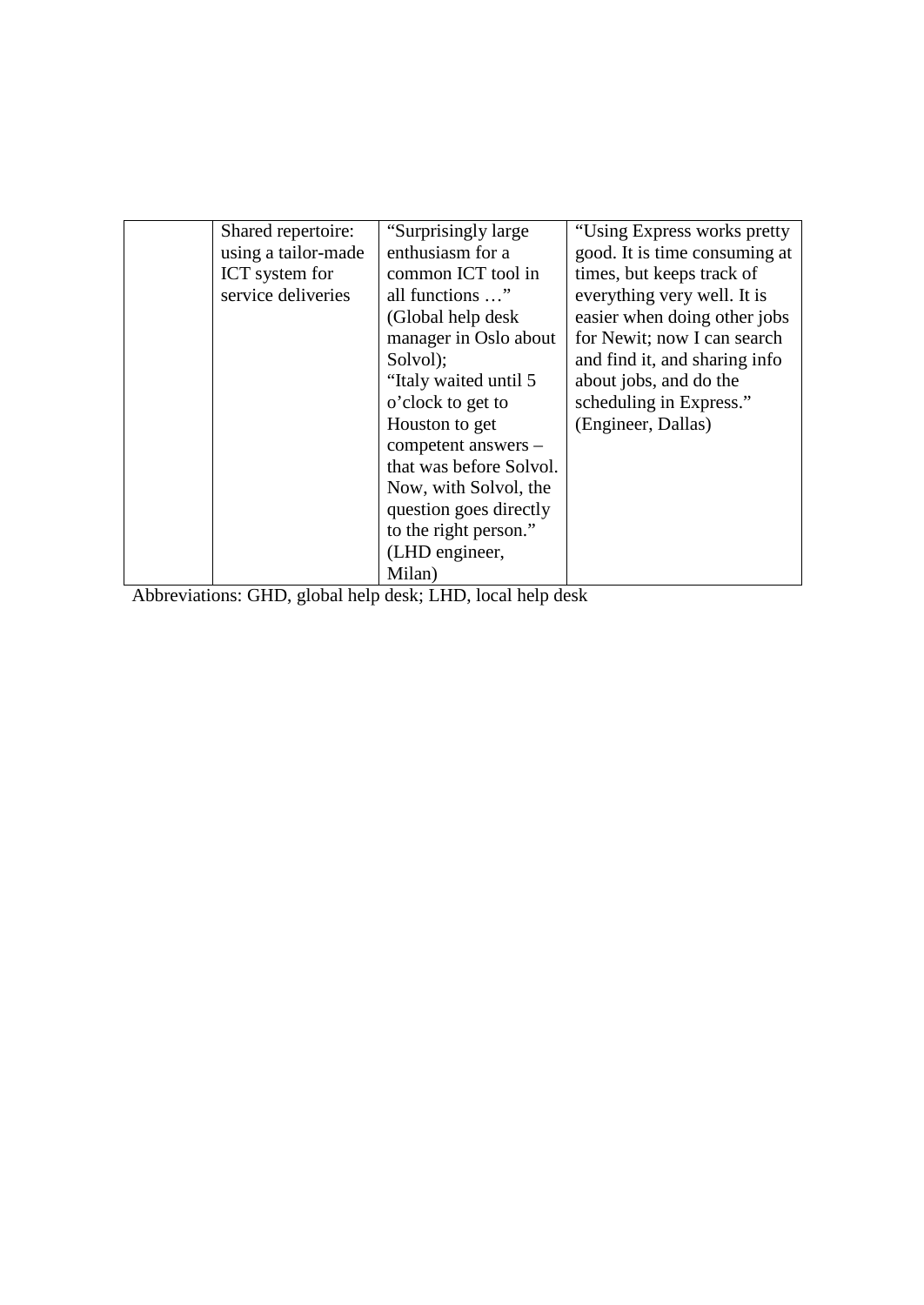| | | | |
|---|---|---|---|
| | Shared repertoire: using a tailor-made ICT system for service deliveries | "Surprisingly large enthusiasm for a common ICT tool in all functions …" (Global help desk manager in Oslo about Solvol); "Italy waited until 5 o'clock to get to Houston to get competent answers – that was before Solvol. Now, with Solvol, the question goes directly to the right person." (LHD engineer, Milan) | "Using Express works pretty good. It is time consuming at times, but keeps track of everything very well. It is easier when doing other jobs for Newit; now I can search and find it, and sharing info about jobs, and do the scheduling in Express." (Engineer, Dallas) |

Abbreviations: GHD, global help desk; LHD, local help desk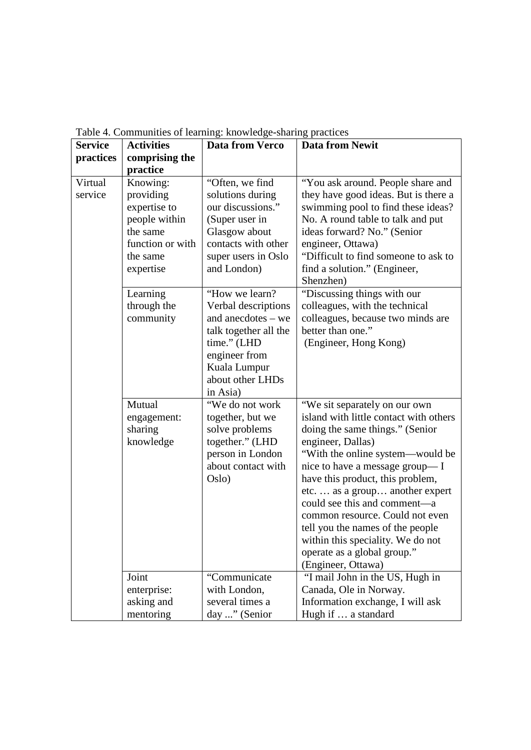Table 4. Communities of learning: knowledge-sharing practices

| Service practices | Activities comprising the practice | Data from Verco | Data from Newit |
|---|---|---|---|
| Virtual service | Knowing: providing expertise to people within the same function or with the same expertise | "Often, we find solutions during our discussions." (Super user in Glasgow about contacts with other super users in Oslo and London) | "You ask around. People share and they have good ideas. But is there a swimming pool to find these ideas? No. A round table to talk and put ideas forward? No." (Senior engineer, Ottawa) "Difficult to find someone to ask to find a solution." (Engineer, Shenzhen) |
| | Learning through the community | "How we learn? Verbal descriptions and anecdotes – we talk together all the time." (LHD engineer from Kuala Lumpur about other LHDs in Asia) | "Discussing things with our colleagues, with the technical colleagues, because two minds are better than one." (Engineer, Hong Kong) |
| | Mutual engagement: sharing knowledge | "We do not work together, but we solve problems together." (LHD person in London about contact with Oslo) | "We sit separately on our own island with little contact with others doing the same things." (Senior engineer, Dallas) "With the online system—would be nice to have a message group— I have this product, this problem, etc. … as a group… another expert could see this and comment—a common resource. Could not even tell you the names of the people within this speciality. We do not operate as a global group." (Engineer, Ottawa) |
| | Joint enterprise: asking and mentoring | "Communicate with London, several times a day ..." (Senior | "I mail John in the US, Hugh in Canada, Ole in Norway. Information exchange, I will ask Hugh if … a standard |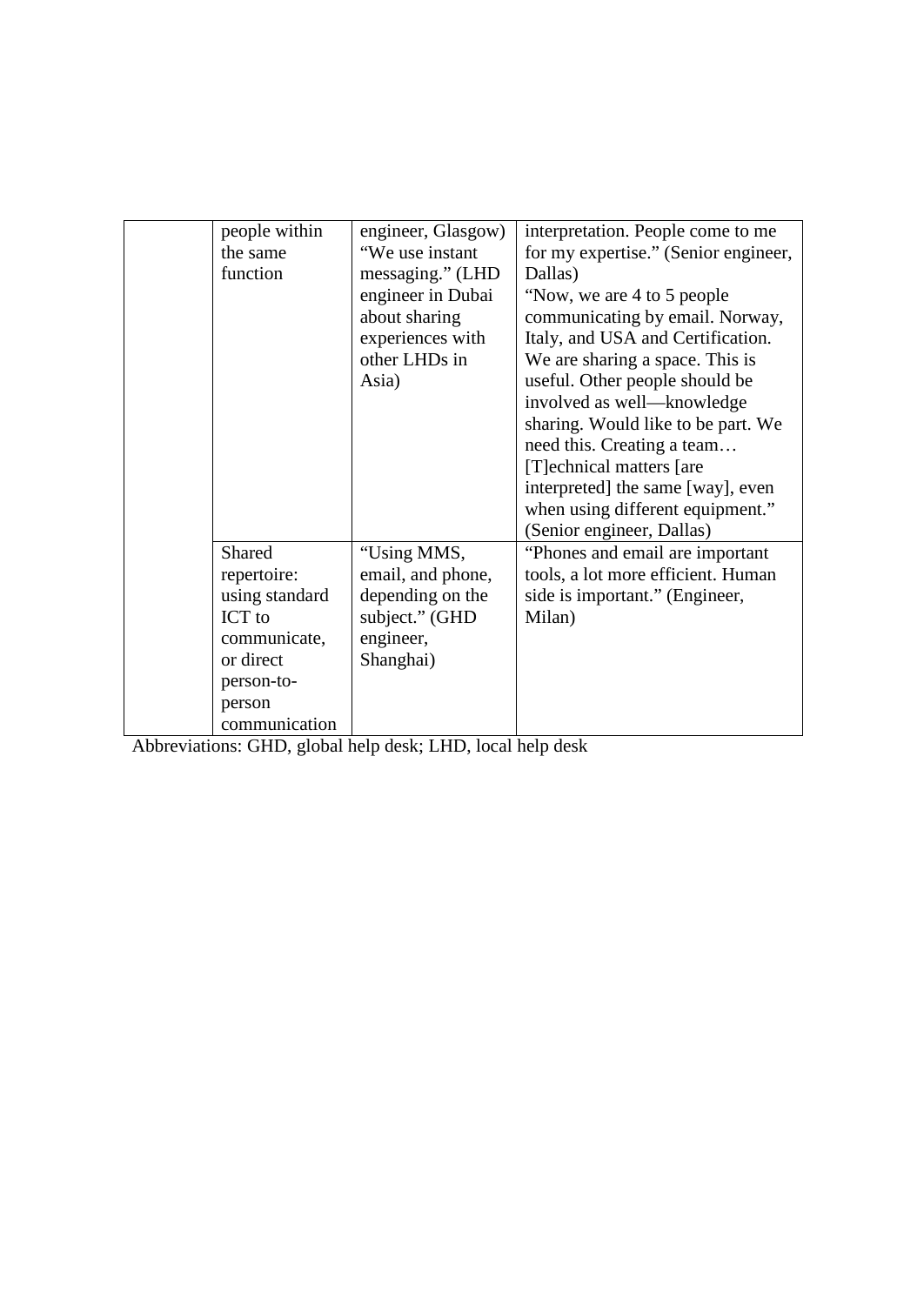| | | | |
|---|---|---|---|
| | people within the same function | engineer, Glasgow) "We use instant messaging." (LHD engineer in Dubai about sharing experiences with other LHDs in Asia) | interpretation. People come to me for my expertise." (Senior engineer, Dallas) "Now, we are 4 to 5 people communicating by email. Norway, Italy, and USA and Certification. We are sharing a space. This is useful. Other people should be involved as well—knowledge sharing. Would like to be part. We need this. Creating a team… [T]echnical matters [are interpreted] the same [way], even when using different equipment." (Senior engineer, Dallas) |
| | Shared repertoire: using standard ICT to communicate, or direct person-to-person communication | "Using MMS, email, and phone, depending on the subject." (GHD engineer, Shanghai) | "Phones and email are important tools, a lot more efficient. Human side is important." (Engineer, Milan) |

Abbreviations: GHD, global help desk; LHD, local help desk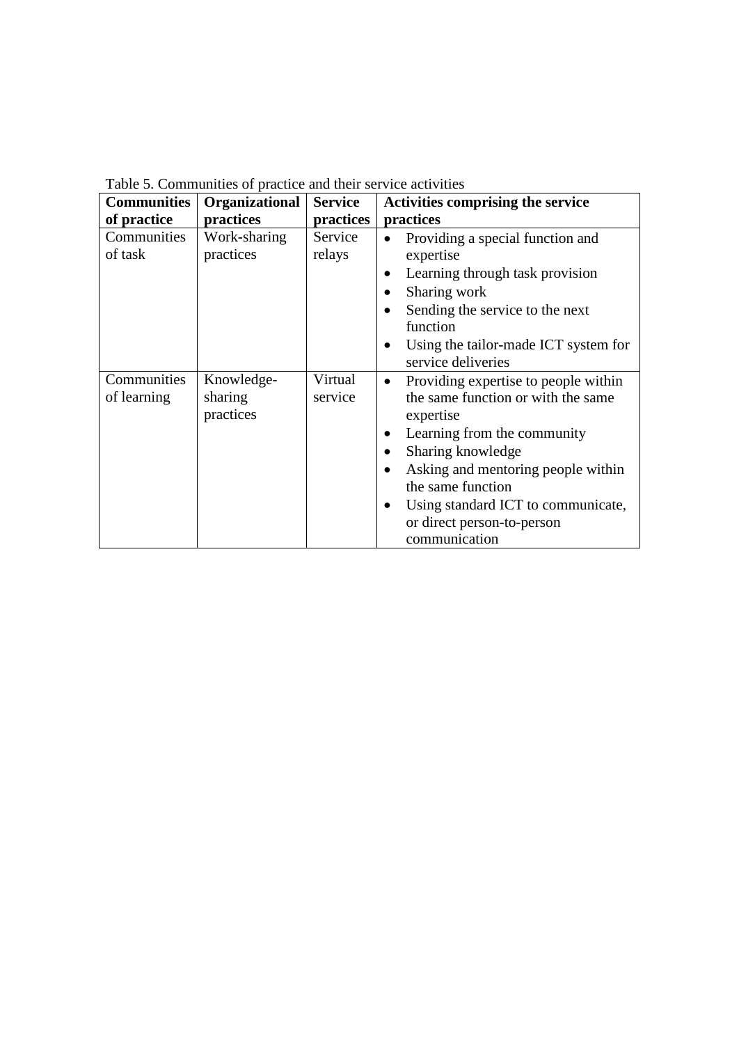Table 5. Communities of practice and their service activities

| Communities of practice | Organizational practices | Service practices | Activities comprising the service practices |
|---|---|---|---|
| Communities of task | Work-sharing practices | Service relays | • Providing a special function and expertise<br>• Learning through task provision<br>• Sharing work<br>• Sending the service to the next function<br>• Using the tailor-made ICT system for service deliveries |
| Communities of learning | Knowledge-sharing practices | Virtual service | • Providing expertise to people within the same function or with the same expertise<br>• Learning from the community<br>• Sharing knowledge<br>• Asking and mentoring people within the same function<br>• Using standard ICT to communicate, or direct person-to-person communication |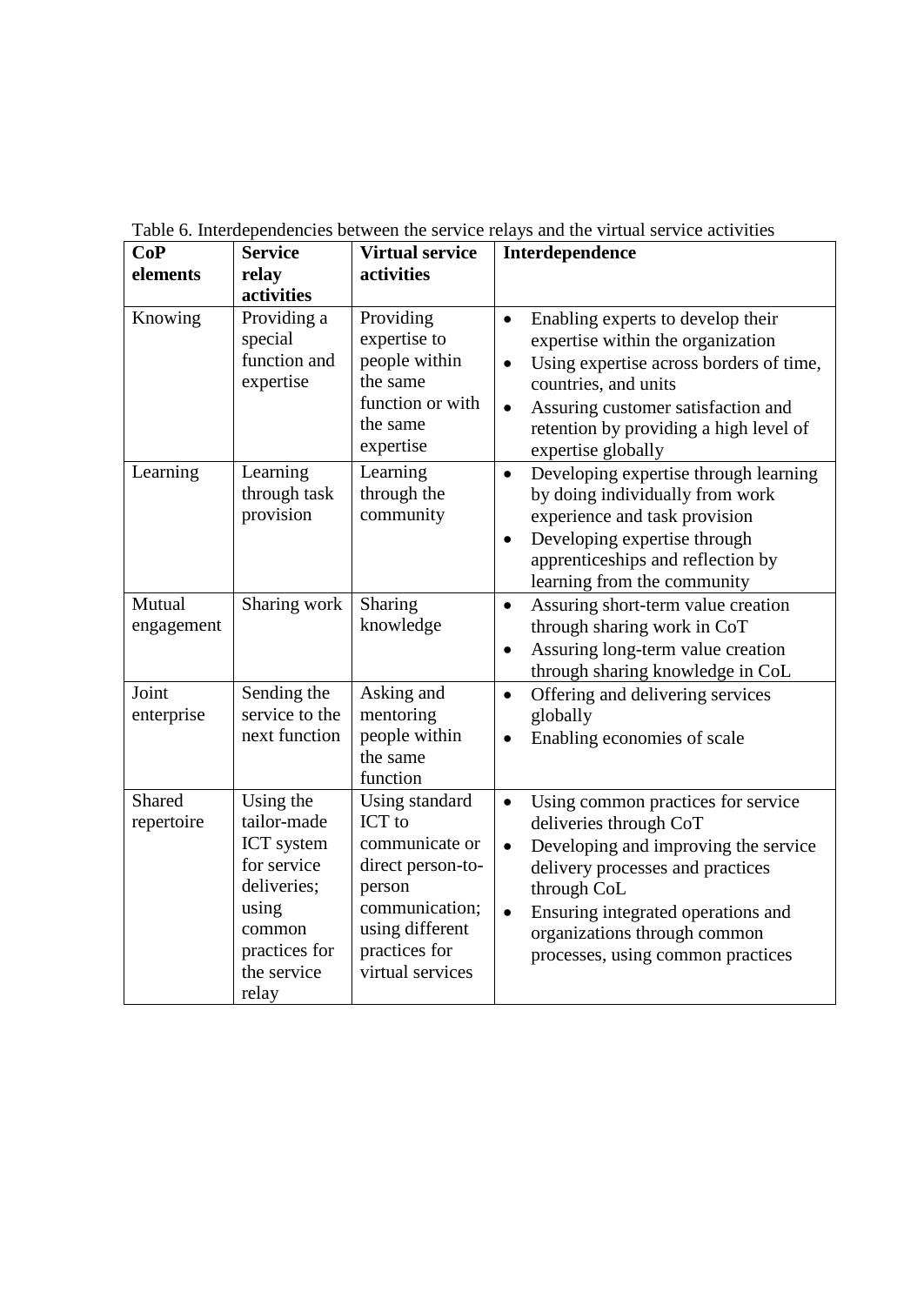Table 6. Interdependencies between the service relays and the virtual service activities

| CoP elements | Service relay activities | Virtual service activities | Interdependence |
|---|---|---|---|
| Knowing | Providing a special function and expertise | Providing expertise to people within the same function or with the same expertise | • Enabling experts to develop their expertise within the organization<br>• Using expertise across borders of time, countries, and units<br>• Assuring customer satisfaction and retention by providing a high level of expertise globally |
| Learning | Learning through task provision | Learning through the community | • Developing expertise through learning by doing individually from work experience and task provision<br>• Developing expertise through apprenticeships and reflection by learning from the community |
| Mutual engagement | Sharing work | Sharing knowledge | • Assuring short-term value creation through sharing work in CoT<br>• Assuring long-term value creation through sharing knowledge in CoL |
| Joint enterprise | Sending the service to the next function | Asking and mentoring people within the same function | • Offering and delivering services globally<br>• Enabling economies of scale |
| Shared repertoire | Using the tailor-made ICT system for service deliveries; using common practices for the service relay | Using standard ICT to communicate or direct person-to-person communication; using different practices for virtual services | • Using common practices for service deliveries through CoT<br>• Developing and improving the service delivery processes and practices through CoL<br>• Ensuring integrated operations and organizations through common processes, using common practices |